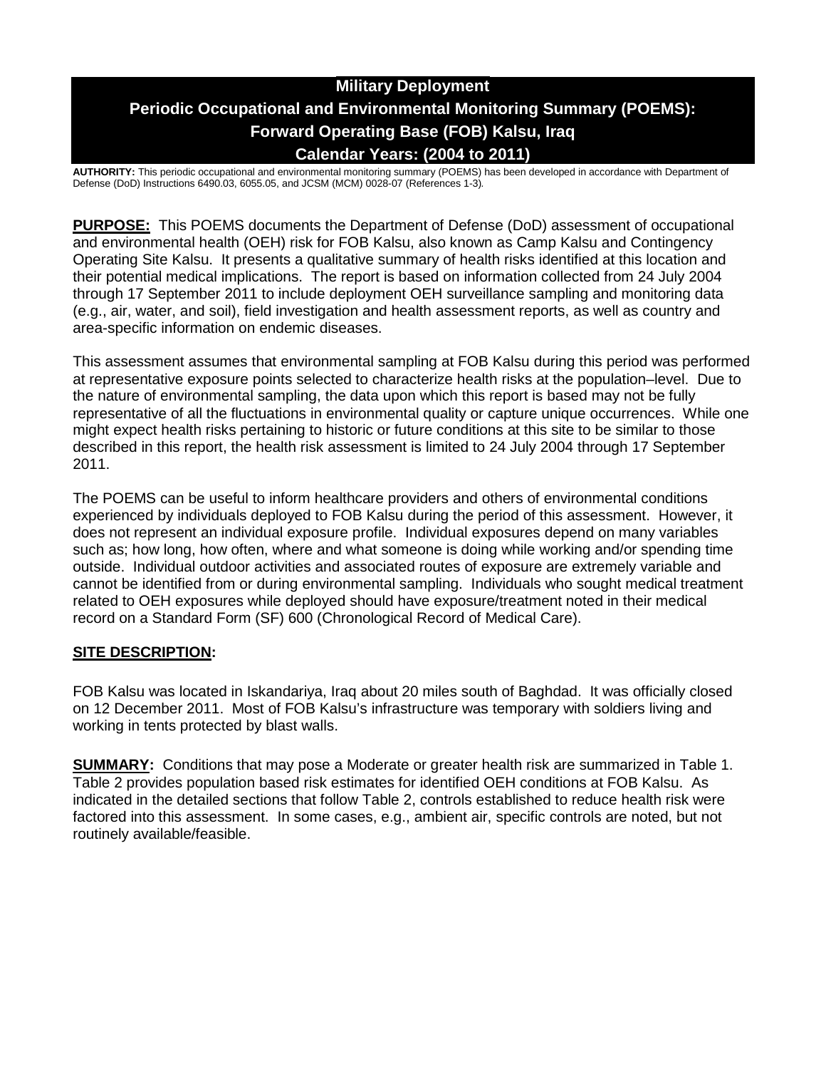# Military Deployment
# Periodic Occupational and Environmental Monitoring Summary (POEMS): Forward Operating Base (FOB) Kalsu, Iraq
# Calendar Years: (2004 to 2011)

**AUTHORITY:** This periodic occupational and environmental monitoring summary (POEMS) has been developed in accordance with Department of Defense (DoD) Instructions 6490.03, 6055.05, and JCSM (MCM) 0028-07 (References 1-3).

**PURPOSE:** This POEMS documents the Department of Defense (DoD) assessment of occupational and environmental health (OEH) risk for FOB Kalsu, also known as Camp Kalsu and Contingency Operating Site Kalsu. It presents a qualitative summary of health risks identified at this location and their potential medical implications. The report is based on information collected from 24 July 2004 through 17 September 2011 to include deployment OEH surveillance sampling and monitoring data (e.g., air, water, and soil), field investigation and health assessment reports, as well as country and area-specific information on endemic diseases.

This assessment assumes that environmental sampling at FOB Kalsu during this period was performed at representative exposure points selected to characterize health risks at the population–level. Due to the nature of environmental sampling, the data upon which this report is based may not be fully representative of all the fluctuations in environmental quality or capture unique occurrences. While one might expect health risks pertaining to historic or future conditions at this site to be similar to those described in this report, the health risk assessment is limited to 24 July 2004 through 17 September 2011.

The POEMS can be useful to inform healthcare providers and others of environmental conditions experienced by individuals deployed to FOB Kalsu during the period of this assessment. However, it does not represent an individual exposure profile. Individual exposures depend on many variables such as; how long, how often, where and what someone is doing while working and/or spending time outside. Individual outdoor activities and associated routes of exposure are extremely variable and cannot be identified from or during environmental sampling. Individuals who sought medical treatment related to OEH exposures while deployed should have exposure/treatment noted in their medical record on a Standard Form (SF) 600 (Chronological Record of Medical Care).

## SITE DESCRIPTION:

FOB Kalsu was located in Iskandariya, Iraq about 20 miles south of Baghdad. It was officially closed on 12 December 2011. Most of FOB Kalsu's infrastructure was temporary with soldiers living and working in tents protected by blast walls.

**SUMMARY:** Conditions that may pose a Moderate or greater health risk are summarized in Table 1. Table 2 provides population based risk estimates for identified OEH conditions at FOB Kalsu. As indicated in the detailed sections that follow Table 2, controls established to reduce health risk were factored into this assessment. In some cases, e.g., ambient air, specific controls are noted, but not routinely available/feasible.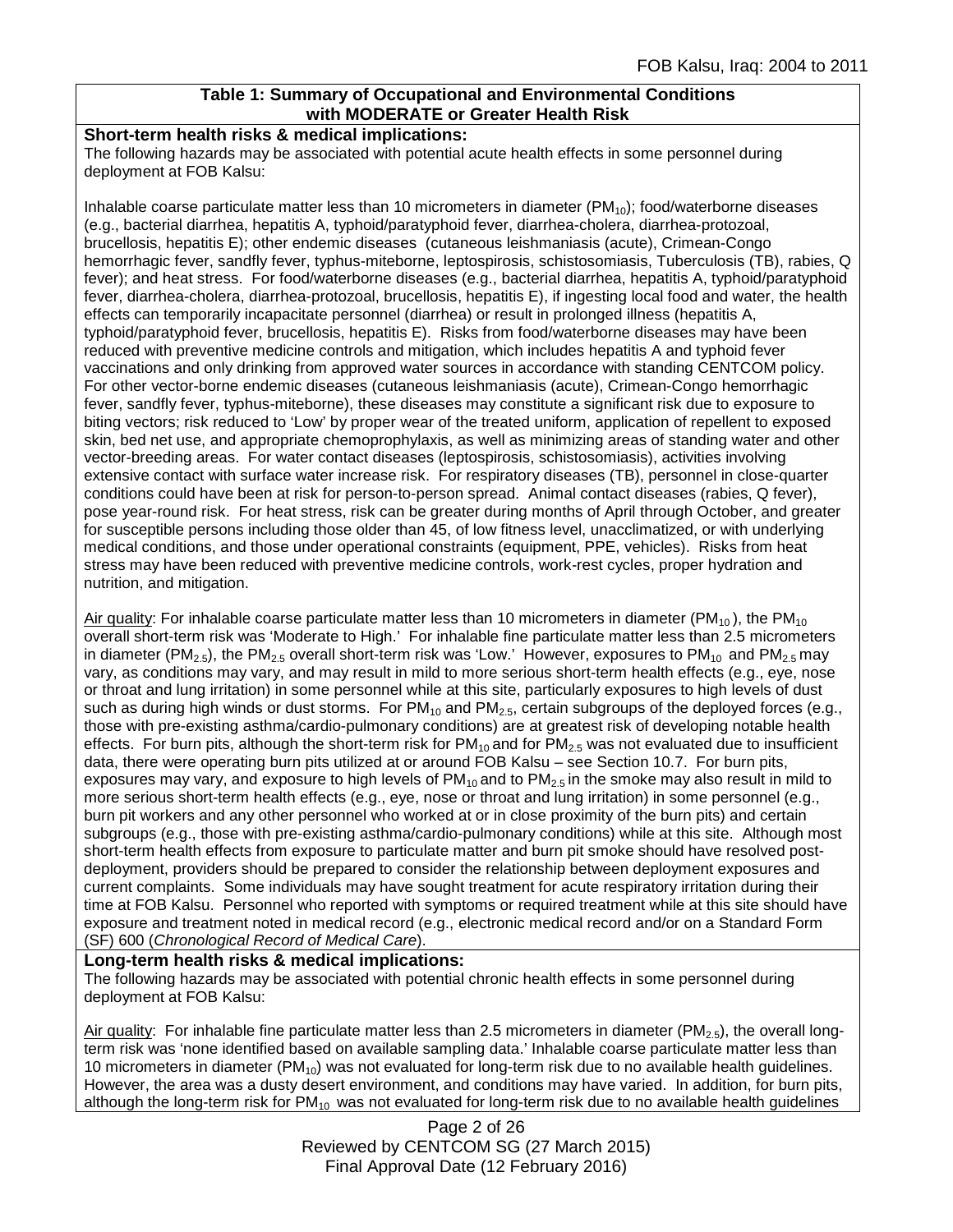**Table 1: Summary of Occupational and Environmental Conditions with MODERATE or Greater Health Risk**

**Short-term health risks & medical implications:**

The following hazards may be associated with potential acute health effects in some personnel during deployment at FOB Kalsu:

Inhalable coarse particulate matter less than 10 micrometers in diameter ($PM_{10}$); food/waterborne diseases (e.g., bacterial diarrhea, hepatitis A, typhoid/paratyphoid fever, diarrhea-cholera, diarrhea-protozoal, brucellosis, hepatitis E); other endemic diseases (cutaneous leishmaniasis (acute), Crimean-Congo hemorrhagic fever, sandfly fever, typhus-miteborne, leptospirosis, schistosomiasis, Tuberculosis (TB), rabies, Q fever); and heat stress. For food/waterborne diseases (e.g., bacterial diarrhea, hepatitis A, typhoid/paratyphoid fever, diarrhea-cholera, diarrhea-protozoal, brucellosis, hepatitis E), if ingesting local food and water, the health effects can temporarily incapacitate personnel (diarrhea) or result in prolonged illness (hepatitis A, typhoid/paratyphoid fever, brucellosis, hepatitis E). Risks from food/waterborne diseases may have been reduced with preventive medicine controls and mitigation, which includes hepatitis A and typhoid fever vaccinations and only drinking from approved water sources in accordance with standing CENTCOM policy. For other vector-borne endemic diseases (cutaneous leishmaniasis (acute), Crimean-Congo hemorrhagic fever, sandfly fever, typhus-miteborne), these diseases may constitute a significant risk due to exposure to biting vectors; risk reduced to 'Low' by proper wear of the treated uniform, application of repellent to exposed skin, bed net use, and appropriate chemoprophylaxis, as well as minimizing areas of standing water and other vector-breeding areas. For water contact diseases (leptospirosis, schistosomiasis), activities involving extensive contact with surface water increase risk. For respiratory diseases (TB), personnel in close-quarter conditions could have been at risk for person-to-person spread. Animal contact diseases (rabies, Q fever), pose year-round risk. For heat stress, risk can be greater during months of April through October, and greater for susceptible persons including those older than 45, of low fitness level, unacclimatized, or with underlying medical conditions, and those under operational constraints (equipment, PPE, vehicles). Risks from heat stress may have been reduced with preventive medicine controls, work-rest cycles, proper hydration and nutrition, and mitigation.

Air quality: For inhalable coarse particulate matter less than 10 micrometers in diameter ($PM_{10}$), the $PM_{10}$ overall short-term risk was 'Moderate to High.' For inhalable fine particulate matter less than 2.5 micrometers in diameter ($PM_{2.5}$), the $PM_{2.5}$ overall short-term risk was 'Low.' However, exposures to $PM_{10}$ and $PM_{2.5}$ may vary, as conditions may vary, and may result in mild to more serious short-term health effects (e.g., eye, nose or throat and lung irritation) in some personnel while at this site, particularly exposures to high levels of dust such as during high winds or dust storms. For $PM_{10}$ and $PM_{2.5}$, certain subgroups of the deployed forces (e.g., those with pre-existing asthma/cardio-pulmonary conditions) are at greatest risk of developing notable health effects. For burn pits, although the short-term risk for $PM_{10}$ and for $PM_{2.5}$ was not evaluated due to insufficient data, there were operating burn pits utilized at or around FOB Kalsu – see Section 10.7. For burn pits, exposures may vary, and exposure to high levels of $PM_{10}$ and to $PM_{2.5}$ in the smoke may also result in mild to more serious short-term health effects (e.g., eye, nose or throat and lung irritation) in some personnel (e.g., burn pit workers and any other personnel who worked at or in close proximity of the burn pits) and certain subgroups (e.g., those with pre-existing asthma/cardio-pulmonary conditions) while at this site. Although most short-term health effects from exposure to particulate matter and burn pit smoke should have resolved post-deployment, providers should be prepared to consider the relationship between deployment exposures and current complaints. Some individuals may have sought treatment for acute respiratory irritation during their time at FOB Kalsu. Personnel who reported with symptoms or required treatment while at this site should have exposure and treatment noted in medical record (e.g., electronic medical record and/or on a Standard Form (SF) 600 (*Chronological Record of Medical Care*).

**Long-term health risks & medical implications:**

The following hazards may be associated with potential chronic health effects in some personnel during deployment at FOB Kalsu:

Air quality: For inhalable fine particulate matter less than 2.5 micrometers in diameter ($PM_{2.5}$), the overall long-term risk was 'none identified based on available sampling data.' Inhalable coarse particulate matter less than 10 micrometers in diameter ($PM_{10}$) was not evaluated for long-term risk due to no available health guidelines. However, the area was a dusty desert environment, and conditions may have varied. In addition, for burn pits, although the long-term risk for $PM_{10}$ was not evaluated for long-term risk due to no available health guidelines

Reviewed by CENTCOM SG (27 March 2015)
Final Approval Date (12 February 2016)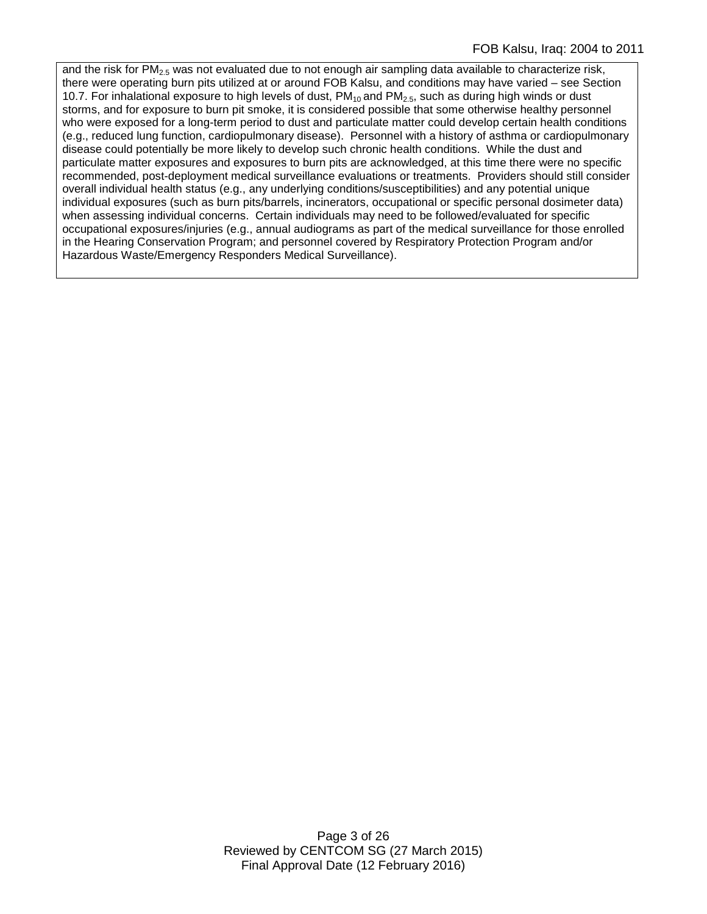and the risk for $PM_{2.5}$ was not evaluated due to not enough air sampling data available to characterize risk, there were operating burn pits utilized at or around FOB Kalsu, and conditions may have varied – see Section 10.7. For inhalational exposure to high levels of dust, $PM_{10}$ and $PM_{2.5}$, such as during high winds or dust storms, and for exposure to burn pit smoke, it is considered possible that some otherwise healthy personnel who were exposed for a long-term period to dust and particulate matter could develop certain health conditions (e.g., reduced lung function, cardiopulmonary disease). Personnel with a history of asthma or cardiopulmonary disease could potentially be more likely to develop such chronic health conditions. While the dust and particulate matter exposures and exposures to burn pits are acknowledged, at this time there were no specific recommended, post-deployment medical surveillance evaluations or treatments. Providers should still consider overall individual health status (e.g., any underlying conditions/susceptibilities) and any potential unique individual exposures (such as burn pits/barrels, incinerators, occupational or specific personal dosimeter data) when assessing individual concerns. Certain individuals may need to be followed/evaluated for specific occupational exposures/injuries (e.g., annual audiograms as part of the medical surveillance for those enrolled in the Hearing Conservation Program; and personnel covered by Respiratory Protection Program and/or Hazardous Waste/Emergency Responders Medical Surveillance).

Reviewed by CENTCOM SG (27 March 2015)
Final Approval Date (12 February 2016)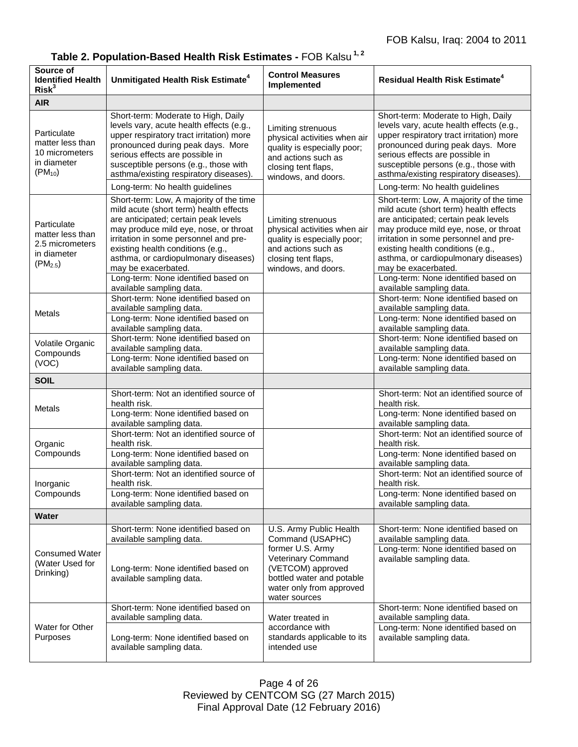## Table 2. Population-Based Health Risk Estimates - FOB Kalsu [1, 2]

| Source of Identified Health Risk[3] | Unmitigated Health Risk Estimate[4] | Control Measures Implemented | Residual Health Risk Estimate[4] |
|---|---|---|---|
| **AIR** | | | |
| Particulate matter less than 10 micrometers in diameter ($PM_{10}$) | Short-term: Moderate to High, Daily levels vary, acute health effects (e.g., upper respiratory tract irritation) more pronounced during peak days. More serious effects are possible in susceptible persons (e.g., those with asthma/existing respiratory diseases). | Limiting strenuous physical activities when air quality is especially poor; and actions such as closing tent flaps, windows, and doors. | Short-term: Moderate to High, Daily levels vary, acute health effects (e.g., upper respiratory tract irritation) more pronounced during peak days. More serious effects are possible in susceptible persons (e.g., those with asthma/existing respiratory diseases). |
| | Long-term: No health guidelines | | Long-term: No health guidelines |
| Particulate matter less than 2.5 micrometers in diameter ($PM_{2.5}$) | Short-term: Low, A majority of the time mild acute (short term) health effects are anticipated; certain peak levels may produce mild eye, nose, or throat irritation in some personnel and pre-existing health conditions (e.g., asthma, or cardiopulmonary diseases) may be exacerbated. | Limiting strenuous physical activities when air quality is especially poor; and actions such as closing tent flaps, windows, and doors. | Short-term: Low, A majority of the time mild acute (short term) health effects are anticipated; certain peak levels may produce mild eye, nose, or throat irritation in some personnel and pre-existing health conditions (e.g., asthma, or cardiopulmonary diseases) may be exacerbated. |
| | Long-term: None identified based on available sampling data. | | Long-term: None identified based on available sampling data. |
| Metals | Short-term: None identified based on available sampling data. | | Short-term: None identified based on available sampling data. |
| | Long-term: None identified based on available sampling data. | | Long-term: None identified based on available sampling data. |
| Volatile Organic Compounds (VOC) | Short-term: None identified based on available sampling data. | | Short-term: None identified based on available sampling data. |
| | Long-term: None identified based on available sampling data. | | Long-term: None identified based on available sampling data. |
| **SOIL** | | | |
| Metals | Short-term: Not an identified source of health risk. | | Short-term: Not an identified source of health risk. |
| | Long-term: None identified based on available sampling data. | | Long-term: None identified based on available sampling data. |
| Organic Compounds | Short-term: Not an identified source of health risk. | | Short-term: Not an identified source of health risk. |
| | Long-term: None identified based on available sampling data. | | Long-term: None identified based on available sampling data. |
| Inorganic Compounds | Short-term: Not an identified source of health risk. | | Short-term: Not an identified source of health risk. |
| | Long-term: None identified based on available sampling data. | | Long-term: None identified based on available sampling data. |
| **Water** | | | |
| Consumed Water (Water Used for Drinking) | Short-term: None identified based on available sampling data. | U.S. Army Public Health Command (USAPHC) former U.S. Army Veterinary Command (VETCOM) approved bottled water and potable water only from approved water sources | Short-term: None identified based on available sampling data. |
| | Long-term: None identified based on available sampling data. | | Long-term: None identified based on available sampling data. |
| Water for Other Purposes | Short-term: None identified based on available sampling data. | Water treated in accordance with standards applicable to its intended use | Short-term: None identified based on available sampling data. |
| | Long-term: None identified based on available sampling data. | | Long-term: None identified based on available sampling data. |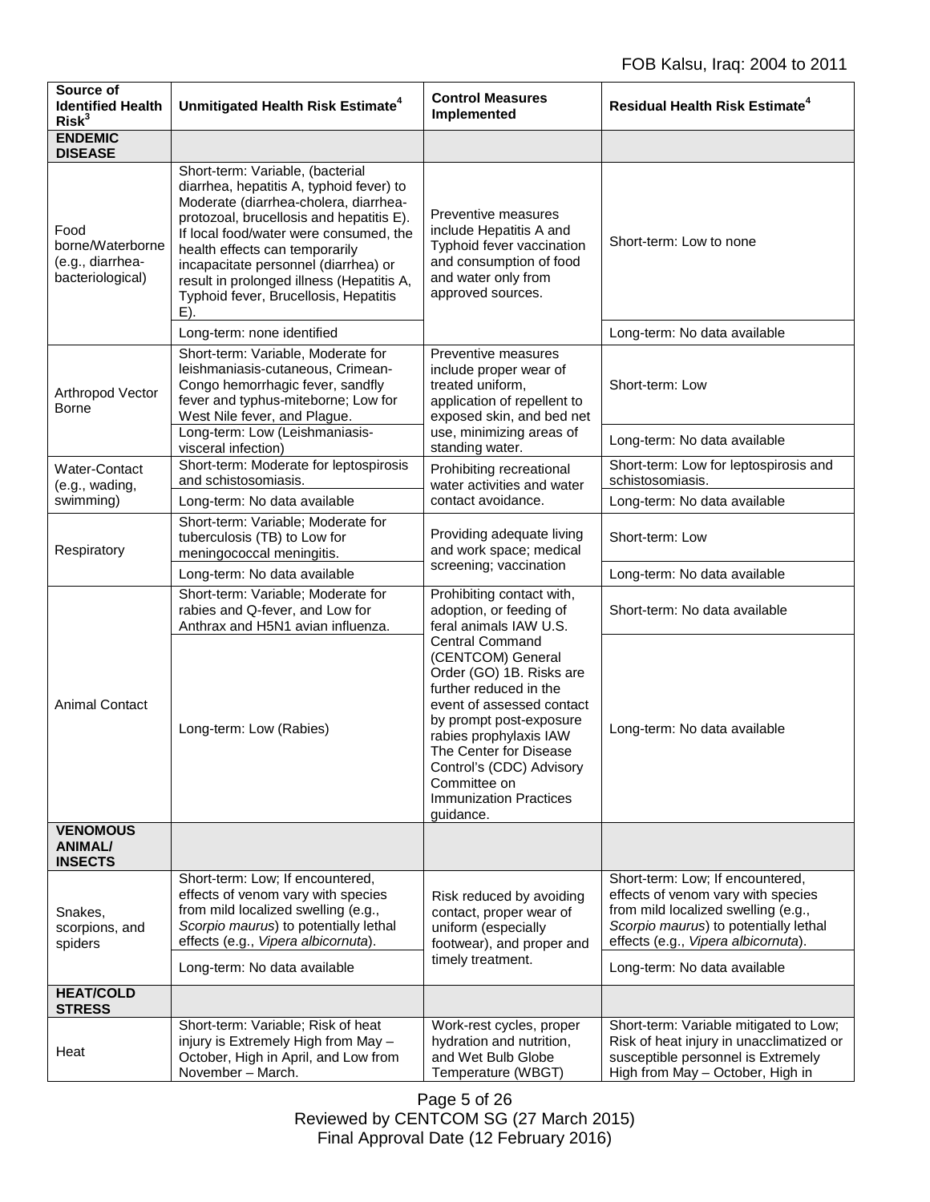| Source of Identified Health Risk[3] | Unmitigated Health Risk Estimate[4] | Control Measures Implemented | Residual Health Risk Estimate[4] |
|---|---|---|---|
| **ENDEMIC DISEASE** | | | |
| Food borne/Waterborne (e.g., diarrhea-bacteriological) | Short-term: Variable, (bacterial diarrhea, hepatitis A, typhoid fever) to Moderate (diarrhea-cholera, diarrhea-protozoal, brucellosis and hepatitis E). If local food/water were consumed, the health effects can temporarily incapacitate personnel (diarrhea) or result in prolonged illness (Hepatitis A, Typhoid fever, Brucellosis, Hepatitis E). | Preventive measures include Hepatitis A and Typhoid fever vaccination and consumption of food and water only from approved sources. | Short-term: Low to none |
| | Long-term: none identified | | Long-term: No data available |
| Arthropod Vector Borne | Short-term: Variable, Moderate for leishmaniasis-cutaneous, Crimean-Congo hemorrhagic fever, sandfly fever and typhus-miteborne; Low for West Nile fever, and Plague. | Preventive measures include proper wear of treated uniform, application of repellent to exposed skin, and bed net use, minimizing areas of standing water. | Short-term: Low |
| | Long-term: Low (Leishmaniasis-visceral infection) | | Long-term: No data available |
| Water-Contact (e.g., wading, swimming) | Short-term: Moderate for leptospirosis and schistosomiasis. | Prohibiting recreational water activities and water contact avoidance. | Short-term: Low for leptospirosis and schistosomiasis. |
| | Long-term: No data available | | Long-term: No data available |
| Respiratory | Short-term: Variable; Moderate for tuberculosis (TB) to Low for meningococcal meningitis. | Providing adequate living and work space; medical screening; vaccination | Short-term: Low |
| | Long-term: No data available | | Long-term: No data available |
| Animal Contact | Short-term: Variable; Moderate for rabies and Q-fever, and Low for Anthrax and H5N1 avian influenza. | Prohibiting contact with, adoption, or feeding of feral animals IAW U.S. Central Command (CENTCOM) General Order (GO) 1B. Risks are further reduced in the event of assessed contact by prompt post-exposure rabies prophylaxis IAW The Center for Disease Control's (CDC) Advisory Committee on Immunization Practices guidance. | Short-term: No data available |
| | Long-term: Low (Rabies) | | Long-term: No data available |
| **VENOMOUS ANIMAL/ INSECTS** | | | |
| Snakes, scorpions, and spiders | Short-term: Low; If encountered, effects of venom vary with species from mild localized swelling (e.g., *Scorpio maurus*) to potentially lethal effects (e.g., *Vipera albicornuta*). | Risk reduced by avoiding contact, proper wear of uniform (especially footwear), and proper and timely treatment. | Short-term: Low; If encountered, effects of venom vary with species from mild localized swelling (e.g., *Scorpio maurus*) to potentially lethal effects (e.g., *Vipera albicornuta*). |
| | Long-term: No data available | | Long-term: No data available |
| **HEAT/COLD STRESS** | | | |
| Heat | Short-term: Variable; Risk of heat injury is Extremely High from May – October, High in April, and Low from November – March. | Work-rest cycles, proper hydration and nutrition, and Wet Bulb Globe Temperature (WBGT) | Short-term: Variable mitigated to Low; Risk of heat injury in unacclimatized or susceptible personnel is Extremely High from May – October, High in |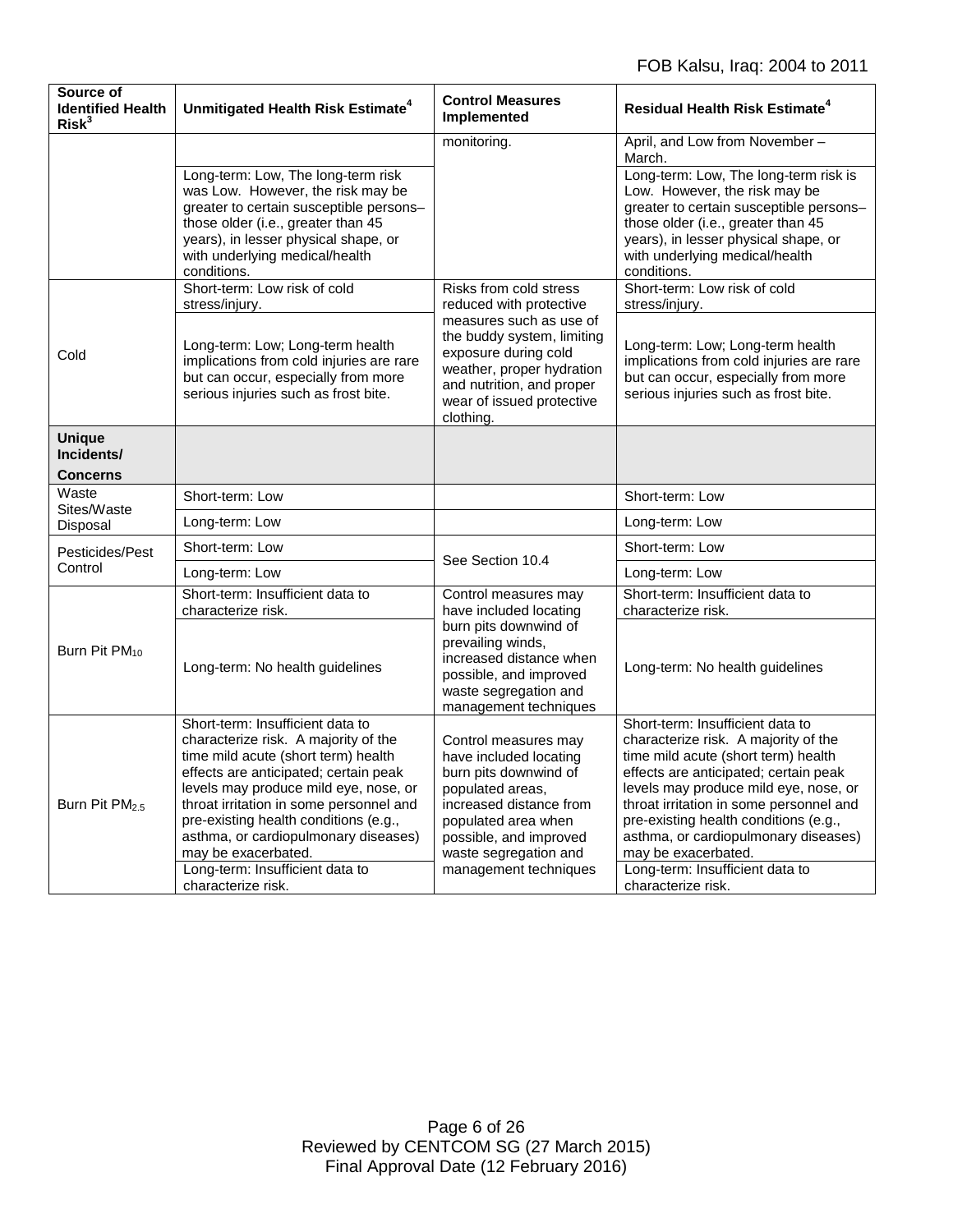| Source of Identified Health Risk[3] | Unmitigated Health Risk Estimate[4] | Control Measures Implemented | Residual Health Risk Estimate[4] |
|---|---|---|---|
| | | monitoring. | April, and Low from November – March. |
| | Long-term: Low, The long-term risk was Low. However, the risk may be greater to certain susceptible persons– those older (i.e., greater than 45 years), in lesser physical shape, or with underlying medical/health conditions. | | Long-term: Low, The long-term risk is Low. However, the risk may be greater to certain susceptible persons– those older (i.e., greater than 45 years), in lesser physical shape, or with underlying medical/health conditions. |
| Cold | Short-term: Low risk of cold stress/injury. | Risks from cold stress reduced with protective measures such as use of the buddy system, limiting exposure during cold weather, proper hydration and nutrition, and proper wear of issued protective clothing. | Short-term: Low risk of cold stress/injury. |
| | Long-term: Low; Long-term health implications from cold injuries are rare but can occur, especially from more serious injuries such as frost bite. | | Long-term: Low; Long-term health implications from cold injuries are rare but can occur, especially from more serious injuries such as frost bite. |
| **Unique Incidents/ Concerns** | | | |
| Waste Sites/Waste Disposal | Short-term: Low | | Short-term: Low |
| | Long-term: Low | | Long-term: Low |
| Pesticides/Pest Control | Short-term: Low | See Section 10.4 | Short-term: Low |
| | Long-term: Low | | Long-term: Low |
| Burn Pit $PM_{10}$ | Short-term: Insufficient data to characterize risk. | Control measures may have included locating burn pits downwind of prevailing winds, increased distance when possible, and improved waste segregation and management techniques | Short-term: Insufficient data to characterize risk. |
| | Long-term: No health guidelines | | Long-term: No health guidelines |
| Burn Pit $PM_{2.5}$ | Short-term: Insufficient data to characterize risk. A majority of the time mild acute (short term) health effects are anticipated; certain peak levels may produce mild eye, nose, or throat irritation in some personnel and pre-existing health conditions (e.g., asthma, or cardiopulmonary diseases) may be exacerbated. | Control measures may have included locating burn pits downwind of populated areas, increased distance from populated area when possible, and improved waste segregation and management techniques | Short-term: Insufficient data to characterize risk. A majority of the time mild acute (short term) health effects are anticipated; certain peak levels may produce mild eye, nose, or throat irritation in some personnel and pre-existing health conditions (e.g., asthma, or cardiopulmonary diseases) may be exacerbated. |
| | Long-term: Insufficient data to characterize risk. | | Long-term: Insufficient data to characterize risk. |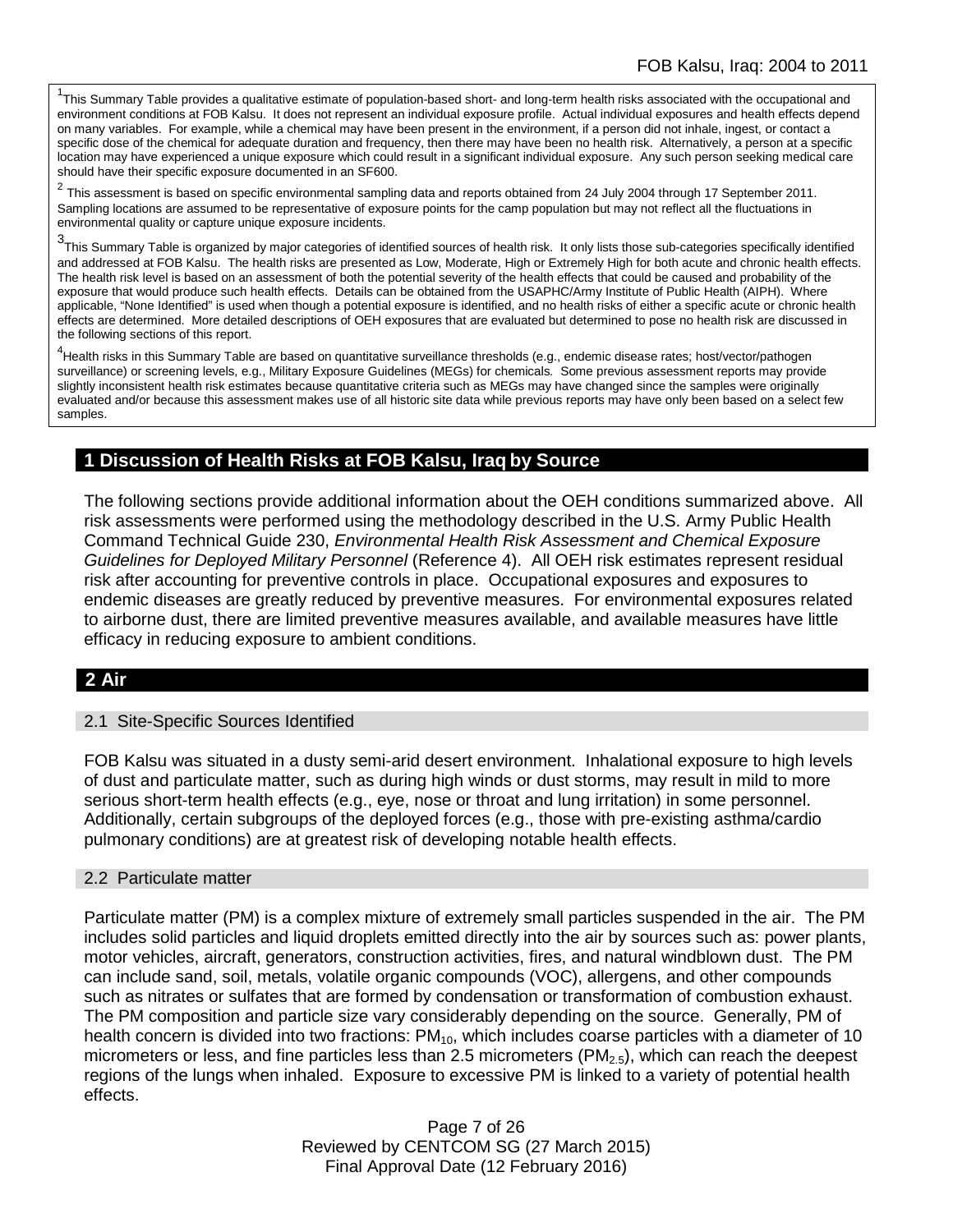[1]This Summary Table provides a qualitative estimate of population-based short- and long-term health risks associated with the occupational and environment conditions at FOB Kalsu. It does not represent an individual exposure profile. Actual individual exposures and health effects depend on many variables. For example, while a chemical may have been present in the environment, if a person did not inhale, ingest, or contact a specific dose of the chemical for adequate duration and frequency, then there may have been no health risk. Alternatively, a person at a specific location may have experienced a unique exposure which could result in a significant individual exposure. Any such person seeking medical care should have their specific exposure documented in an SF600.

[2] This assessment is based on specific environmental sampling data and reports obtained from 24 July 2004 through 17 September 2011. Sampling locations are assumed to be representative of exposure points for the camp population but may not reflect all the fluctuations in environmental quality or capture unique exposure incidents.

[3]This Summary Table is organized by major categories of identified sources of health risk. It only lists those sub-categories specifically identified and addressed at FOB Kalsu. The health risks are presented as Low, Moderate, High or Extremely High for both acute and chronic health effects. The health risk level is based on an assessment of both the potential severity of the health effects that could be caused and probability of the exposure that would produce such health effects. Details can be obtained from the USAPHC/Army Institute of Public Health (AIPH). Where applicable, "None Identified" is used when though a potential exposure is identified, and no health risks of either a specific acute or chronic health effects are determined. More detailed descriptions of OEH exposures that are evaluated but determined to pose no health risk are discussed in the following sections of this report.

[4]Health risks in this Summary Table are based on quantitative surveillance thresholds (e.g., endemic disease rates; host/vector/pathogen surveillance) or screening levels, e.g., Military Exposure Guidelines (MEGs) for chemicals*.* Some previous assessment reports may provide slightly inconsistent health risk estimates because quantitative criteria such as MEGs may have changed since the samples were originally evaluated and/or because this assessment makes use of all historic site data while previous reports may have only been based on a select few samples.

## 1 Discussion of Health Risks at FOB Kalsu, Iraq by Source

The following sections provide additional information about the OEH conditions summarized above. All risk assessments were performed using the methodology described in the U.S. Army Public Health Command Technical Guide 230, *Environmental Health Risk Assessment and Chemical Exposure Guidelines for Deployed Military Personnel* (Reference 4). All OEH risk estimates represent residual risk after accounting for preventive controls in place. Occupational exposures and exposures to endemic diseases are greatly reduced by preventive measures. For environmental exposures related to airborne dust, there are limited preventive measures available, and available measures have little efficacy in reducing exposure to ambient conditions.

## 2 Air

### 2.1 Site-Specific Sources Identified

FOB Kalsu was situated in a dusty semi-arid desert environment. Inhalational exposure to high levels of dust and particulate matter, such as during high winds or dust storms, may result in mild to more serious short-term health effects (e.g., eye, nose or throat and lung irritation) in some personnel. Additionally, certain subgroups of the deployed forces (e.g., those with pre-existing asthma/cardio pulmonary conditions) are at greatest risk of developing notable health effects.

### 2.2 Particulate matter

Particulate matter (PM) is a complex mixture of extremely small particles suspended in the air. The PM includes solid particles and liquid droplets emitted directly into the air by sources such as: power plants, motor vehicles, aircraft, generators, construction activities, fires, and natural windblown dust. The PM can include sand, soil, metals, volatile organic compounds (VOC), allergens, and other compounds such as nitrates or sulfates that are formed by condensation or transformation of combustion exhaust. The PM composition and particle size vary considerably depending on the source. Generally, PM of health concern is divided into two fractions: $PM_{10}$, which includes coarse particles with a diameter of 10 micrometers or less, and fine particles less than 2.5 micrometers ($PM_{2.5}$), which can reach the deepest regions of the lungs when inhaled. Exposure to excessive PM is linked to a variety of potential health effects.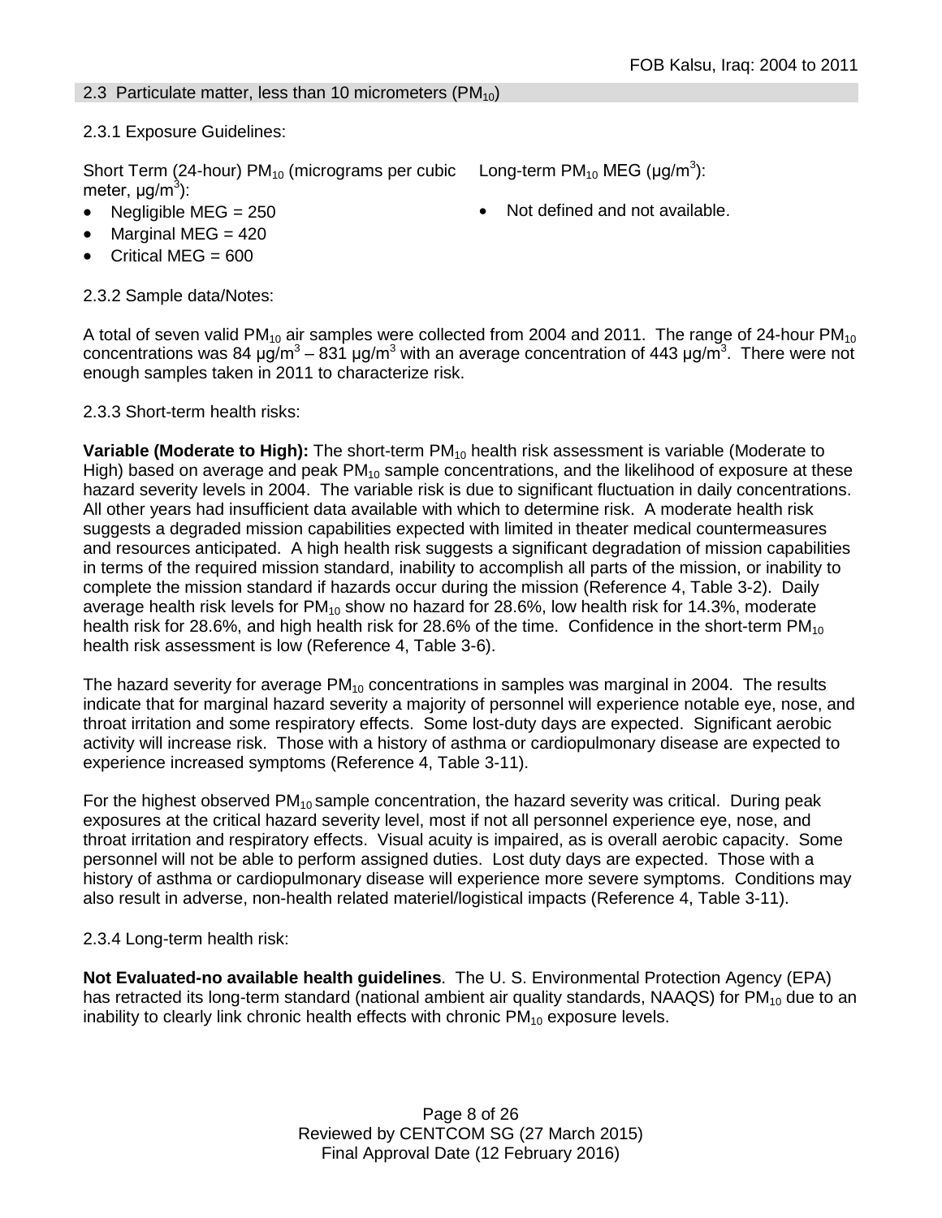## 2.3 Particulate matter, less than 10 micrometers ($PM_{10}$)

2.3.1 Exposure Guidelines:

Short Term (24-hour) $PM_{10}$ (micrograms per cubic meter, $\mu g/m^3$):

- Negligible MEG = 250
- Marginal MEG = 420
- Critical MEG = 600

Long-term $PM_{10}$ MEG ($\mu g/m^3$):

- Not defined and not available.

2.3.2 Sample data/Notes:

A total of seven valid $PM_{10}$ air samples were collected from 2004 and 2011. The range of 24-hour $PM_{10}$ concentrations was 84 $\mu g/m^3$ – 831 $\mu g/m^3$ with an average concentration of 443 $\mu g/m^3$. There were not enough samples taken in 2011 to characterize risk.

2.3.3 Short-term health risks:

**Variable (Moderate to High):** The short-term $PM_{10}$ health risk assessment is variable (Moderate to High) based on average and peak $PM_{10}$ sample concentrations, and the likelihood of exposure at these hazard severity levels in 2004. The variable risk is due to significant fluctuation in daily concentrations. All other years had insufficient data available with which to determine risk. A moderate health risk suggests a degraded mission capabilities expected with limited in theater medical countermeasures and resources anticipated. A high health risk suggests a significant degradation of mission capabilities in terms of the required mission standard, inability to accomplish all parts of the mission, or inability to complete the mission standard if hazards occur during the mission (Reference 4, Table 3-2). Daily average health risk levels for $PM_{10}$ show no hazard for 28.6%, low health risk for 14.3%, moderate health risk for 28.6%, and high health risk for 28.6% of the time. Confidence in the short-term $PM_{10}$ health risk assessment is low (Reference 4, Table 3-6).

The hazard severity for average $PM_{10}$ concentrations in samples was marginal in 2004. The results indicate that for marginal hazard severity a majority of personnel will experience notable eye, nose, and throat irritation and some respiratory effects. Some lost-duty days are expected. Significant aerobic activity will increase risk. Those with a history of asthma or cardiopulmonary disease are expected to experience increased symptoms (Reference 4, Table 3-11).

For the highest observed $PM_{10}$ sample concentration, the hazard severity was critical. During peak exposures at the critical hazard severity level, most if not all personnel experience eye, nose, and throat irritation and respiratory effects. Visual acuity is impaired, as is overall aerobic capacity. Some personnel will not be able to perform assigned duties. Lost duty days are expected. Those with a history of asthma or cardiopulmonary disease will experience more severe symptoms. Conditions may also result in adverse, non-health related materiel/logistical impacts (Reference 4, Table 3-11).

2.3.4 Long-term health risk:

**Not Evaluated-no available health guidelines**. The U. S. Environmental Protection Agency (EPA) has retracted its long-term standard (national ambient air quality standards, NAAQS) for $PM_{10}$ due to an inability to clearly link chronic health effects with chronic $PM_{10}$ exposure levels.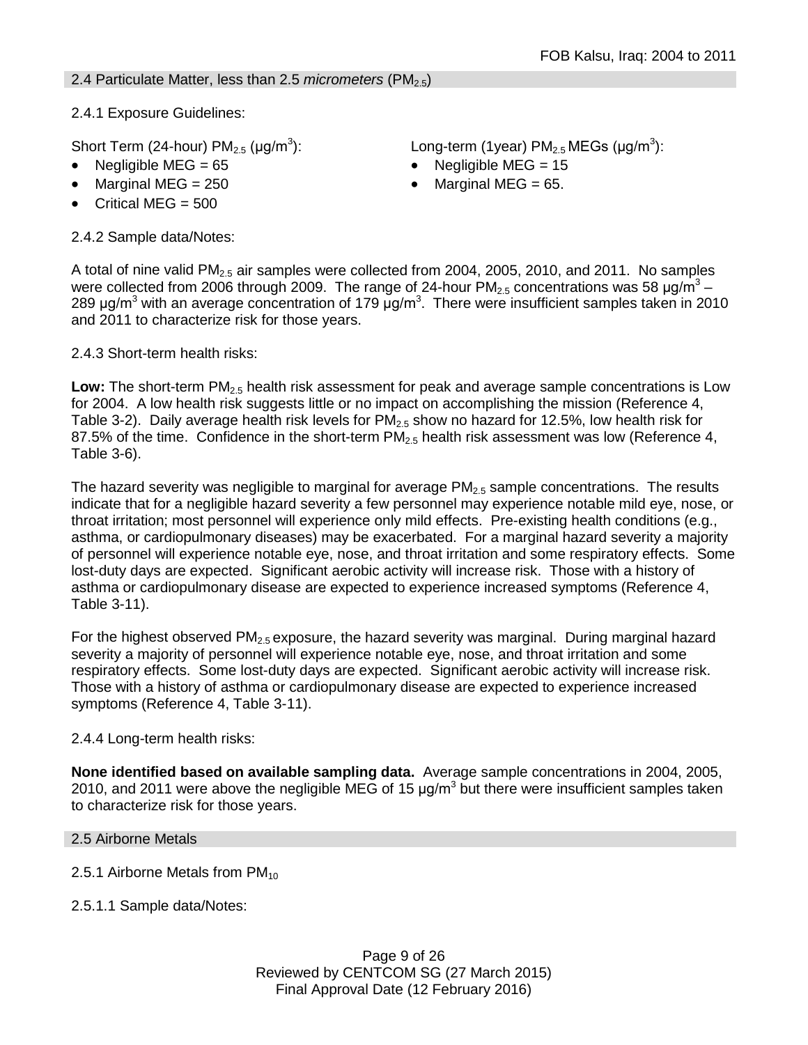## 2.4 Particulate Matter, less than 2.5 *micrometers* ($PM_{2.5}$)

2.4.1 Exposure Guidelines:

Short Term (24-hour) $PM_{2.5}$ (µg/m$^3$):

- Negligible MEG = 65
- Marginal MEG = 250
- Critical MEG = 500

Long-term (1year) $PM_{2.5}$ MEGs (µg/m$^3$):

- Negligible MEG = 15
- Marginal MEG = 65.

2.4.2 Sample data/Notes:

A total of nine valid $PM_{2.5}$ air samples were collected from 2004, 2005, 2010, and 2011. No samples were collected from 2006 through 2009. The range of 24-hour $PM_{2.5}$ concentrations was 58 µg/m$^3$ – 289 µg/m$^3$ with an average concentration of 179 µg/m$^3$. There were insufficient samples taken in 2010 and 2011 to characterize risk for those years.

2.4.3 Short-term health risks:

**Low:** The short-term $PM_{2.5}$ health risk assessment for peak and average sample concentrations is Low for 2004. A low health risk suggests little or no impact on accomplishing the mission (Reference 4, Table 3-2). Daily average health risk levels for $PM_{2.5}$ show no hazard for 12.5%, low health risk for 87.5% of the time. Confidence in the short-term $PM_{2.5}$ health risk assessment was low (Reference 4, Table 3-6).

The hazard severity was negligible to marginal for average $PM_{2.5}$ sample concentrations. The results indicate that for a negligible hazard severity a few personnel may experience notable mild eye, nose, or throat irritation; most personnel will experience only mild effects. Pre-existing health conditions (e.g., asthma, or cardiopulmonary diseases) may be exacerbated. For a marginal hazard severity a majority of personnel will experience notable eye, nose, and throat irritation and some respiratory effects. Some lost-duty days are expected. Significant aerobic activity will increase risk. Those with a history of asthma or cardiopulmonary disease are expected to experience increased symptoms (Reference 4, Table 3-11).

For the highest observed $PM_{2.5}$ exposure, the hazard severity was marginal. During marginal hazard severity a majority of personnel will experience notable eye, nose, and throat irritation and some respiratory effects. Some lost-duty days are expected. Significant aerobic activity will increase risk. Those with a history of asthma or cardiopulmonary disease are expected to experience increased symptoms (Reference 4, Table 3-11).

2.4.4 Long-term health risks:

**None identified based on available sampling data.** Average sample concentrations in 2004, 2005, 2010, and 2011 were above the negligible MEG of 15 µg/m$^3$ but there were insufficient samples taken to characterize risk for those years.

## 2.5 Airborne Metals

2.5.1 Airborne Metals from $PM_{10}$

2.5.1.1 Sample data/Notes: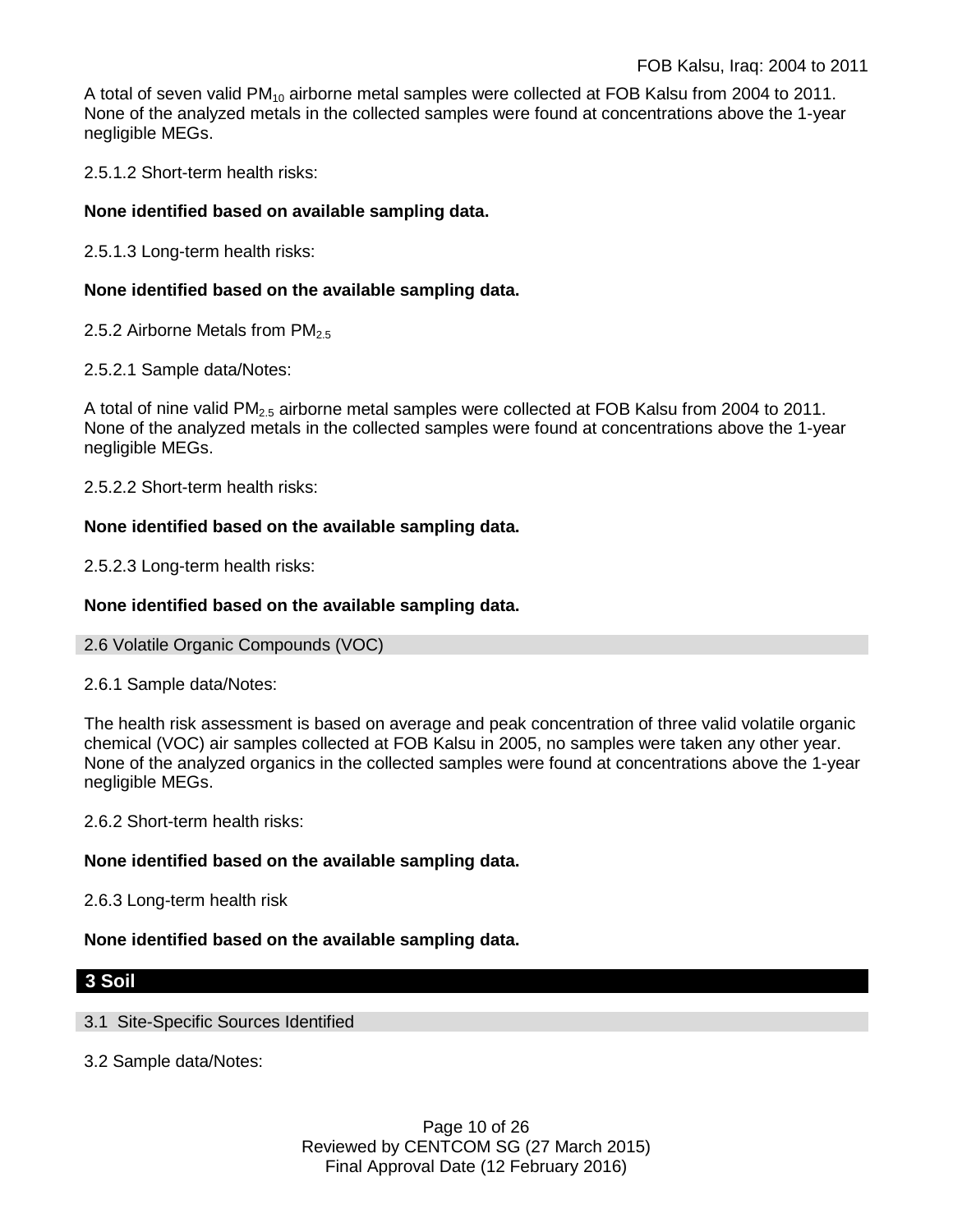A total of seven valid $PM_{10}$ airborne metal samples were collected at FOB Kalsu from 2004 to 2011. None of the analyzed metals in the collected samples were found at concentrations above the 1-year negligible MEGs.

2.5.1.2 Short-term health risks:

**None identified based on available sampling data.**

2.5.1.3 Long-term health risks:

**None identified based on the available sampling data.**

2.5.2 Airborne Metals from $PM_{2.5}$

2.5.2.1 Sample data/Notes:

A total of nine valid $PM_{2.5}$ airborne metal samples were collected at FOB Kalsu from 2004 to 2011. None of the analyzed metals in the collected samples were found at concentrations above the 1-year negligible MEGs.

2.5.2.2 Short-term health risks:

**None identified based on the available sampling data.**

2.5.2.3 Long-term health risks:

**None identified based on the available sampling data.**

### 2.6 Volatile Organic Compounds (VOC)

2.6.1 Sample data/Notes:

The health risk assessment is based on average and peak concentration of three valid volatile organic chemical (VOC) air samples collected at FOB Kalsu in 2005, no samples were taken any other year. None of the analyzed organics in the collected samples were found at concentrations above the 1-year negligible MEGs.

2.6.2 Short-term health risks:

**None identified based on the available sampling data.**

2.6.3 Long-term health risk

**None identified based on the available sampling data.**

## 3 Soil

### 3.1 Site-Specific Sources Identified

3.2 Sample data/Notes: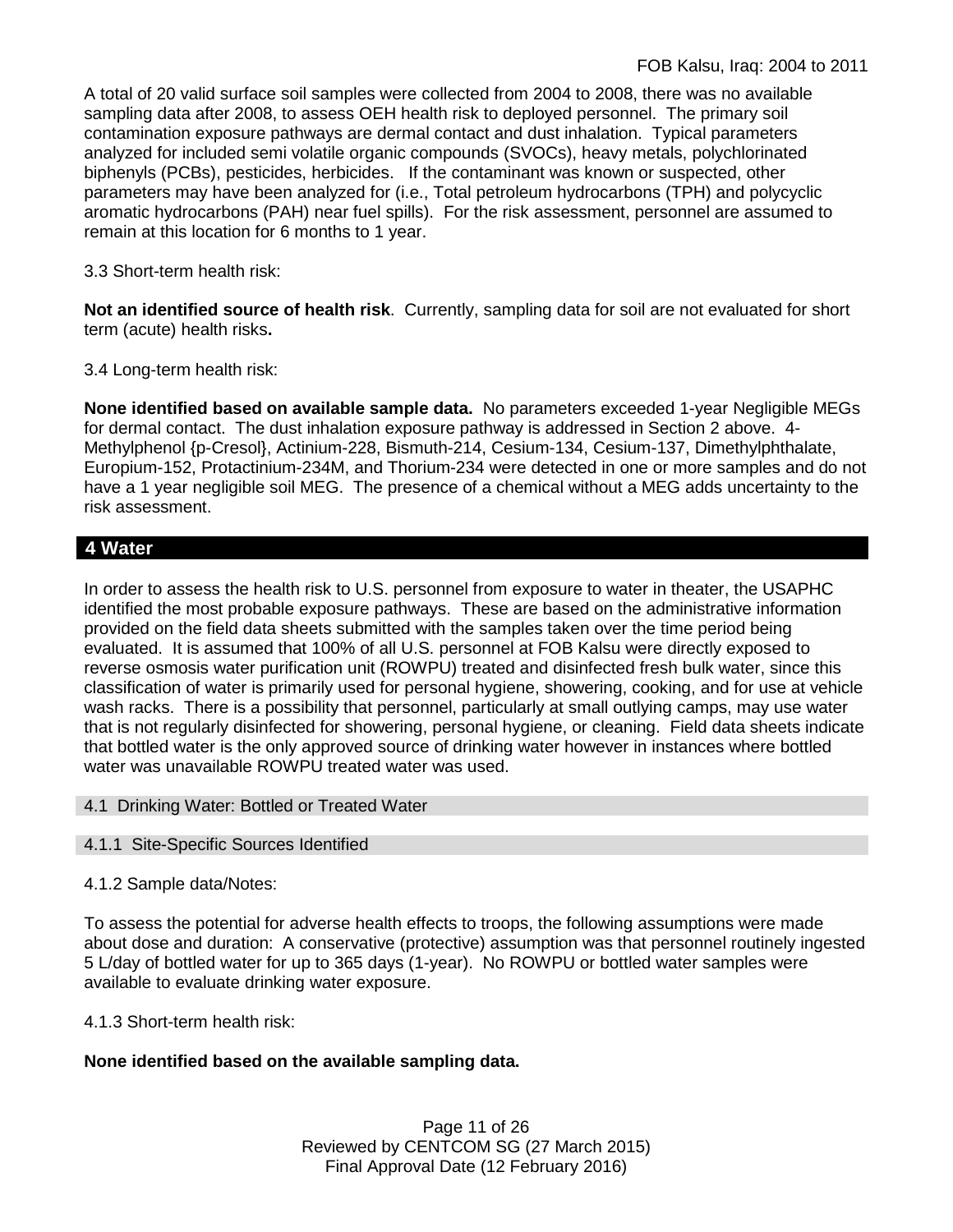A total of 20 valid surface soil samples were collected from 2004 to 2008, there was no available sampling data after 2008, to assess OEH health risk to deployed personnel. The primary soil contamination exposure pathways are dermal contact and dust inhalation. Typical parameters analyzed for included semi volatile organic compounds (SVOCs), heavy metals, polychlorinated biphenyls (PCBs), pesticides, herbicides. If the contaminant was known or suspected, other parameters may have been analyzed for (i.e., Total petroleum hydrocarbons (TPH) and polycyclic aromatic hydrocarbons (PAH) near fuel spills). For the risk assessment, personnel are assumed to remain at this location for 6 months to 1 year.

3.3 Short-term health risk:

**Not an identified source of health risk**. Currently, sampling data for soil are not evaluated for short term (acute) health risks**.**

3.4 Long-term health risk:

**None identified based on available sample data.** No parameters exceeded 1-year Negligible MEGs for dermal contact. The dust inhalation exposure pathway is addressed in Section 2 above. 4-Methylphenol {p-Cresol}, Actinium-228, Bismuth-214, Cesium-134, Cesium-137, Dimethylphthalate, Europium-152, Protactinium-234M, and Thorium-234 were detected in one or more samples and do not have a 1 year negligible soil MEG. The presence of a chemical without a MEG adds uncertainty to the risk assessment.

## 4 Water

In order to assess the health risk to U.S. personnel from exposure to water in theater, the USAPHC identified the most probable exposure pathways. These are based on the administrative information provided on the field data sheets submitted with the samples taken over the time period being evaluated. It is assumed that 100% of all U.S. personnel at FOB Kalsu were directly exposed to reverse osmosis water purification unit (ROWPU) treated and disinfected fresh bulk water, since this classification of water is primarily used for personal hygiene, showering, cooking, and for use at vehicle wash racks. There is a possibility that personnel, particularly at small outlying camps, may use water that is not regularly disinfected for showering, personal hygiene, or cleaning. Field data sheets indicate that bottled water is the only approved source of drinking water however in instances where bottled water was unavailable ROWPU treated water was used.

### 4.1 Drinking Water: Bottled or Treated Water

#### 4.1.1 Site-Specific Sources Identified

4.1.2 Sample data/Notes:

To assess the potential for adverse health effects to troops, the following assumptions were made about dose and duration: A conservative (protective) assumption was that personnel routinely ingested 5 L/day of bottled water for up to 365 days (1-year). No ROWPU or bottled water samples were available to evaluate drinking water exposure.

4.1.3 Short-term health risk:

**None identified based on the available sampling data.**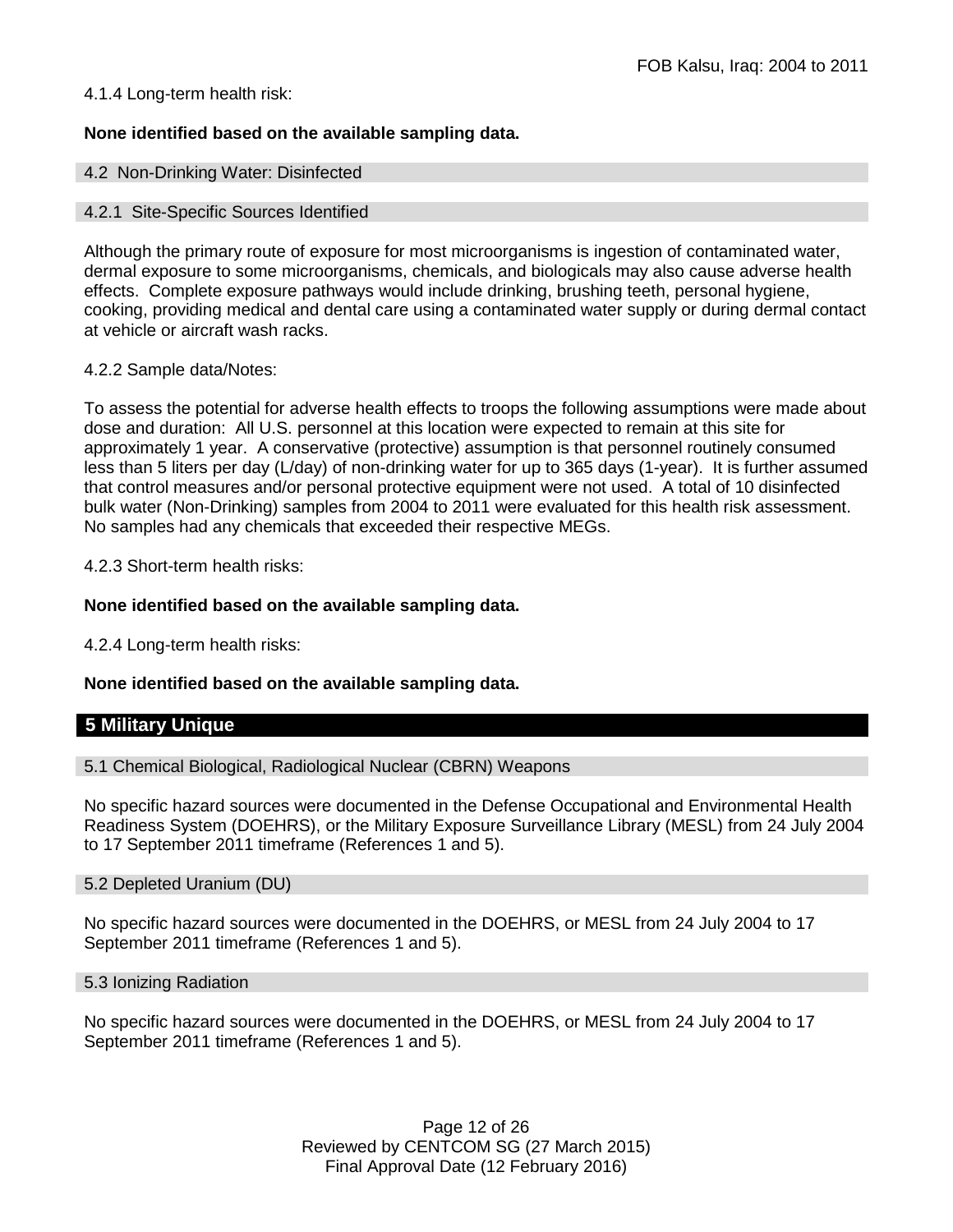4.1.4 Long-term health risk:

**None identified based on the available sampling data.**

### 4.2 Non-Drinking Water: Disinfected

#### 4.2.1 Site-Specific Sources Identified

Although the primary route of exposure for most microorganisms is ingestion of contaminated water, dermal exposure to some microorganisms, chemicals, and biologicals may also cause adverse health effects. Complete exposure pathways would include drinking, brushing teeth, personal hygiene, cooking, providing medical and dental care using a contaminated water supply or during dermal contact at vehicle or aircraft wash racks.

4.2.2 Sample data/Notes:

To assess the potential for adverse health effects to troops the following assumptions were made about dose and duration: All U.S. personnel at this location were expected to remain at this site for approximately 1 year. A conservative (protective) assumption is that personnel routinely consumed less than 5 liters per day (L/day) of non-drinking water for up to 365 days (1-year). It is further assumed that control measures and/or personal protective equipment were not used. A total of 10 disinfected bulk water (Non-Drinking) samples from 2004 to 2011 were evaluated for this health risk assessment. No samples had any chemicals that exceeded their respective MEGs.

4.2.3 Short-term health risks:

**None identified based on the available sampling data.**

4.2.4 Long-term health risks:

**None identified based on the available sampling data.**

## 5 Military Unique

### 5.1 Chemical Biological, Radiological Nuclear (CBRN) Weapons

No specific hazard sources were documented in the Defense Occupational and Environmental Health Readiness System (DOEHRS), or the Military Exposure Surveillance Library (MESL) from 24 July 2004 to 17 September 2011 timeframe (References 1 and 5).

### 5.2 Depleted Uranium (DU)

No specific hazard sources were documented in the DOEHRS, or MESL from 24 July 2004 to 17 September 2011 timeframe (References 1 and 5).

### 5.3 Ionizing Radiation

No specific hazard sources were documented in the DOEHRS, or MESL from 24 July 2004 to 17 September 2011 timeframe (References 1 and 5).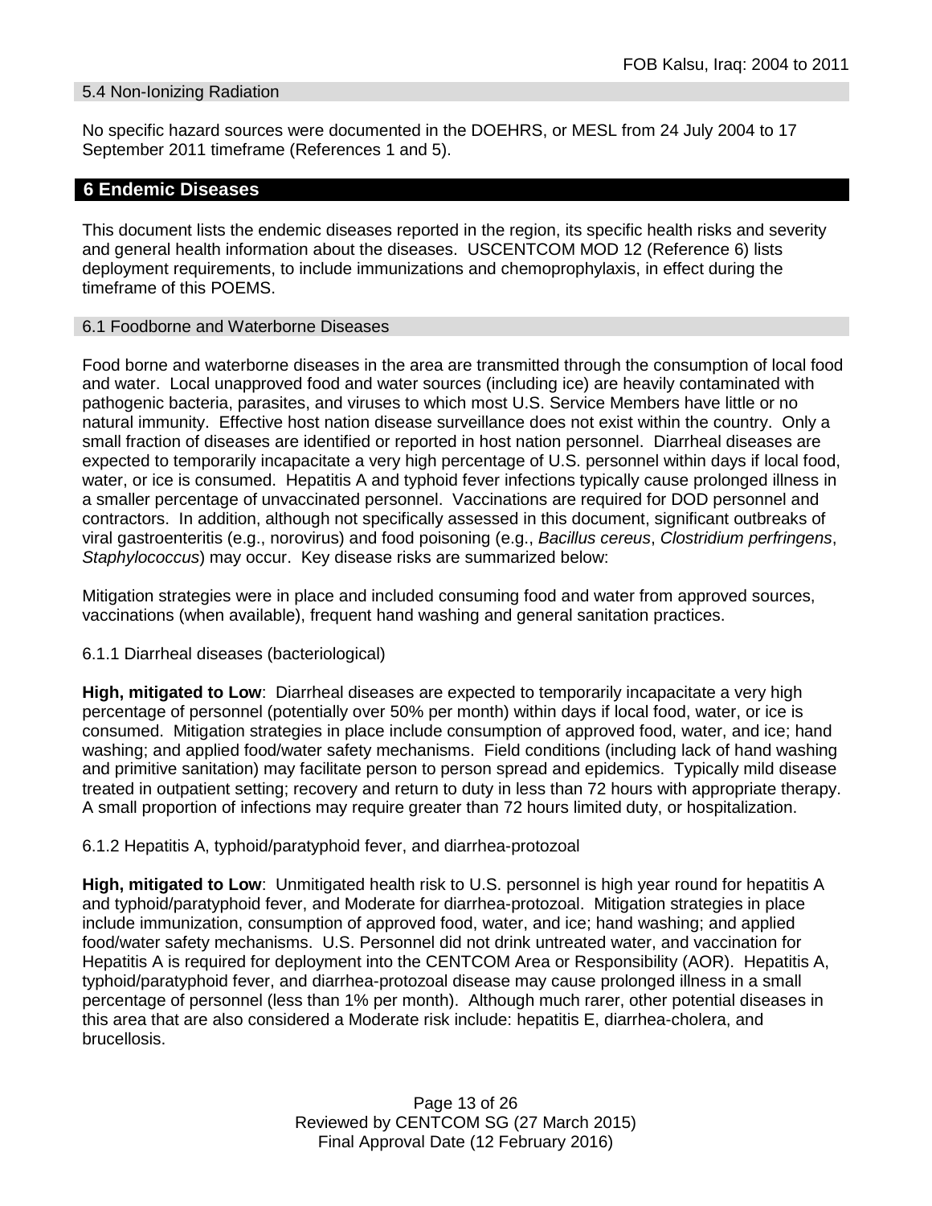### 5.4 Non-Ionizing Radiation

No specific hazard sources were documented in the DOEHRS, or MESL from 24 July 2004 to 17 September 2011 timeframe (References 1 and 5).

## 6 Endemic Diseases

This document lists the endemic diseases reported in the region, its specific health risks and severity and general health information about the diseases. USCENTCOM MOD 12 (Reference 6) lists deployment requirements, to include immunizations and chemoprophylaxis, in effect during the timeframe of this POEMS.

### 6.1 Foodborne and Waterborne Diseases

Food borne and waterborne diseases in the area are transmitted through the consumption of local food and water. Local unapproved food and water sources (including ice) are heavily contaminated with pathogenic bacteria, parasites, and viruses to which most U.S. Service Members have little or no natural immunity. Effective host nation disease surveillance does not exist within the country. Only a small fraction of diseases are identified or reported in host nation personnel. Diarrheal diseases are expected to temporarily incapacitate a very high percentage of U.S. personnel within days if local food, water, or ice is consumed. Hepatitis A and typhoid fever infections typically cause prolonged illness in a smaller percentage of unvaccinated personnel. Vaccinations are required for DOD personnel and contractors. In addition, although not specifically assessed in this document, significant outbreaks of viral gastroenteritis (e.g., norovirus) and food poisoning (e.g., *Bacillus cereus*, *Clostridium perfringens*, *Staphylococcus*) may occur. Key disease risks are summarized below:

Mitigation strategies were in place and included consuming food and water from approved sources, vaccinations (when available), frequent hand washing and general sanitation practices.

#### 6.1.1 Diarrheal diseases (bacteriological)

**High, mitigated to Low**: Diarrheal diseases are expected to temporarily incapacitate a very high percentage of personnel (potentially over 50% per month) within days if local food, water, or ice is consumed. Mitigation strategies in place include consumption of approved food, water, and ice; hand washing; and applied food/water safety mechanisms. Field conditions (including lack of hand washing and primitive sanitation) may facilitate person to person spread and epidemics. Typically mild disease treated in outpatient setting; recovery and return to duty in less than 72 hours with appropriate therapy. A small proportion of infections may require greater than 72 hours limited duty, or hospitalization.

#### 6.1.2 Hepatitis A, typhoid/paratyphoid fever, and diarrhea-protozoal

**High, mitigated to Low**: Unmitigated health risk to U.S. personnel is high year round for hepatitis A and typhoid/paratyphoid fever, and Moderate for diarrhea-protozoal. Mitigation strategies in place include immunization, consumption of approved food, water, and ice; hand washing; and applied food/water safety mechanisms. U.S. Personnel did not drink untreated water, and vaccination for Hepatitis A is required for deployment into the CENTCOM Area or Responsibility (AOR). Hepatitis A, typhoid/paratyphoid fever, and diarrhea-protozoal disease may cause prolonged illness in a small percentage of personnel (less than 1% per month). Although much rarer, other potential diseases in this area that are also considered a Moderate risk include: hepatitis E, diarrhea-cholera, and brucellosis.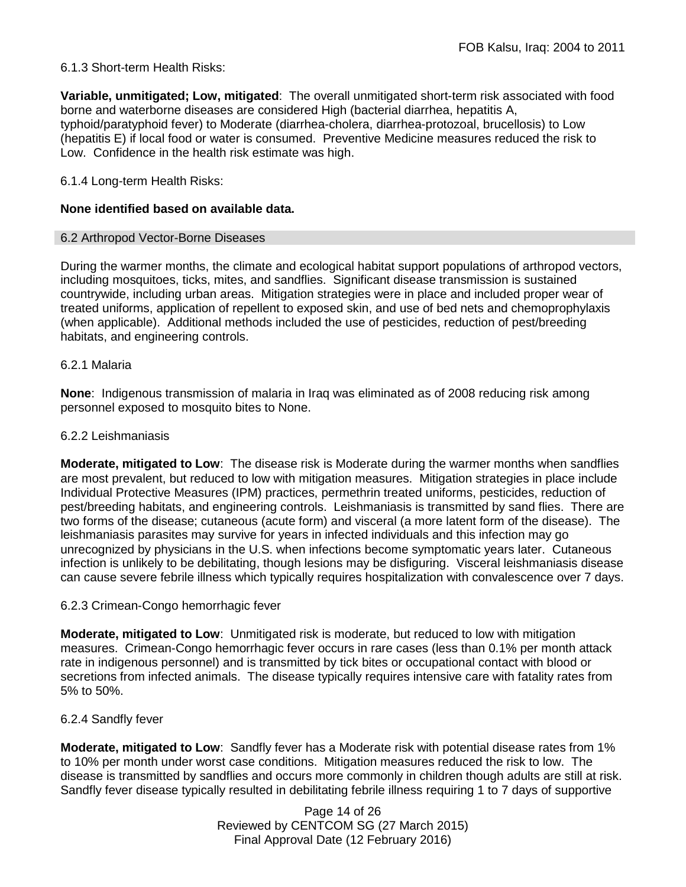6.1.3 Short-term Health Risks:

**Variable, unmitigated; Low, mitigated**: The overall unmitigated short-term risk associated with food borne and waterborne diseases are considered High (bacterial diarrhea, hepatitis A, typhoid/paratyphoid fever) to Moderate (diarrhea-cholera, diarrhea-protozoal, brucellosis) to Low (hepatitis E) if local food or water is consumed. Preventive Medicine measures reduced the risk to Low. Confidence in the health risk estimate was high.

6.1.4 Long-term Health Risks:

**None identified based on available data.**

## 6.2 Arthropod Vector-Borne Diseases

During the warmer months, the climate and ecological habitat support populations of arthropod vectors, including mosquitoes, ticks, mites, and sandflies. Significant disease transmission is sustained countrywide, including urban areas. Mitigation strategies were in place and included proper wear of treated uniforms, application of repellent to exposed skin, and use of bed nets and chemoprophylaxis (when applicable). Additional methods included the use of pesticides, reduction of pest/breeding habitats, and engineering controls.

6.2.1 Malaria

**None**: Indigenous transmission of malaria in Iraq was eliminated as of 2008 reducing risk among personnel exposed to mosquito bites to None.

6.2.2 Leishmaniasis

**Moderate, mitigated to Low**: The disease risk is Moderate during the warmer months when sandflies are most prevalent, but reduced to low with mitigation measures. Mitigation strategies in place include Individual Protective Measures (IPM) practices, permethrin treated uniforms, pesticides, reduction of pest/breeding habitats, and engineering controls. Leishmaniasis is transmitted by sand flies. There are two forms of the disease; cutaneous (acute form) and visceral (a more latent form of the disease). The leishmaniasis parasites may survive for years in infected individuals and this infection may go unrecognized by physicians in the U.S. when infections become symptomatic years later. Cutaneous infection is unlikely to be debilitating, though lesions may be disfiguring. Visceral leishmaniasis disease can cause severe febrile illness which typically requires hospitalization with convalescence over 7 days.

6.2.3 Crimean-Congo hemorrhagic fever

**Moderate, mitigated to Low**: Unmitigated risk is moderate, but reduced to low with mitigation measures. Crimean-Congo hemorrhagic fever occurs in rare cases (less than 0.1% per month attack rate in indigenous personnel) and is transmitted by tick bites or occupational contact with blood or secretions from infected animals. The disease typically requires intensive care with fatality rates from 5% to 50%.

6.2.4 Sandfly fever

**Moderate, mitigated to Low**: Sandfly fever has a Moderate risk with potential disease rates from 1% to 10% per month under worst case conditions. Mitigation measures reduced the risk to low. The disease is transmitted by sandflies and occurs more commonly in children though adults are still at risk. Sandfly fever disease typically resulted in debilitating febrile illness requiring 1 to 7 days of supportive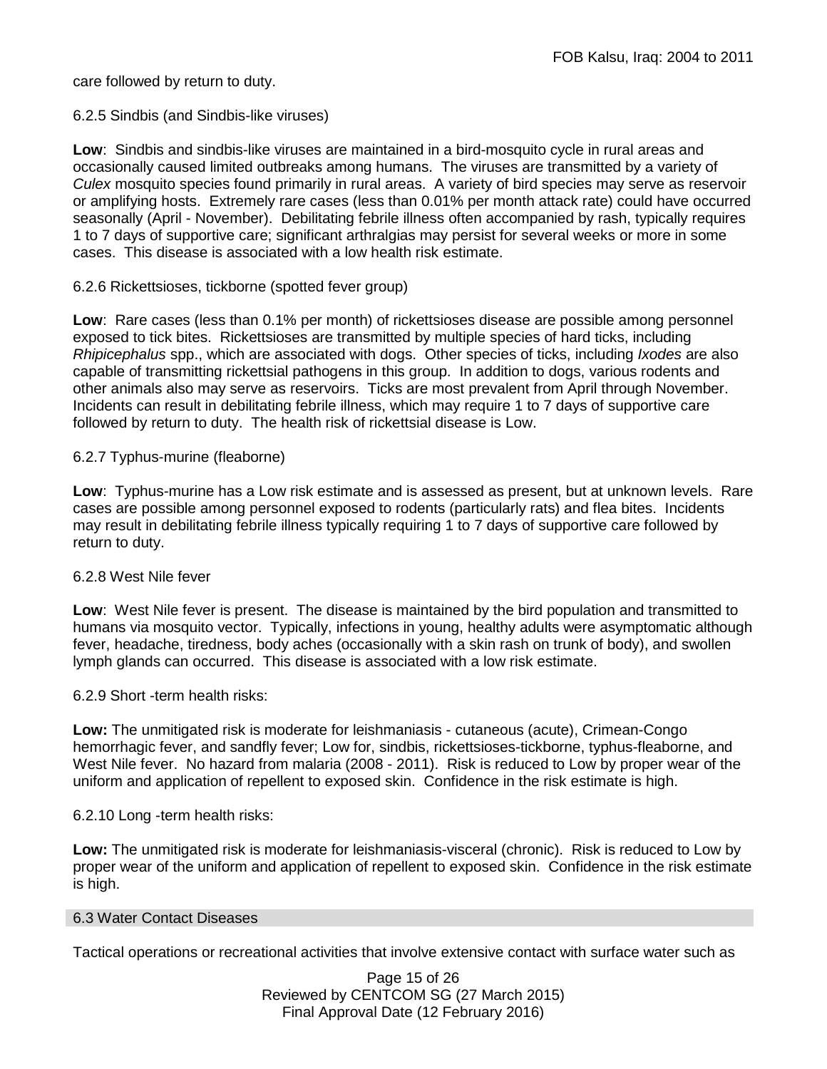care followed by return to duty.

#### 6.2.5 Sindbis (and Sindbis-like viruses)

**Low**: Sindbis and sindbis-like viruses are maintained in a bird-mosquito cycle in rural areas and occasionally caused limited outbreaks among humans. The viruses are transmitted by a variety of *Culex* mosquito species found primarily in rural areas. A variety of bird species may serve as reservoir or amplifying hosts. Extremely rare cases (less than 0.01% per month attack rate) could have occurred seasonally (April - November). Debilitating febrile illness often accompanied by rash, typically requires 1 to 7 days of supportive care; significant arthralgias may persist for several weeks or more in some cases. This disease is associated with a low health risk estimate.

#### 6.2.6 Rickettsioses, tickborne (spotted fever group)

**Low**: Rare cases (less than 0.1% per month) of rickettsioses disease are possible among personnel exposed to tick bites. Rickettsioses are transmitted by multiple species of hard ticks, including *Rhipicephalus* spp., which are associated with dogs. Other species of ticks, including *Ixodes* are also capable of transmitting rickettsial pathogens in this group. In addition to dogs, various rodents and other animals also may serve as reservoirs. Ticks are most prevalent from April through November. Incidents can result in debilitating febrile illness, which may require 1 to 7 days of supportive care followed by return to duty. The health risk of rickettsial disease is Low.

#### 6.2.7 Typhus-murine (fleaborne)

**Low**: Typhus-murine has a Low risk estimate and is assessed as present, but at unknown levels. Rare cases are possible among personnel exposed to rodents (particularly rats) and flea bites. Incidents may result in debilitating febrile illness typically requiring 1 to 7 days of supportive care followed by return to duty.

#### 6.2.8 West Nile fever

**Low**: West Nile fever is present. The disease is maintained by the bird population and transmitted to humans via mosquito vector. Typically, infections in young, healthy adults were asymptomatic although fever, headache, tiredness, body aches (occasionally with a skin rash on trunk of body), and swollen lymph glands can occurred. This disease is associated with a low risk estimate.

#### 6.2.9 Short -term health risks:

**Low:** The unmitigated risk is moderate for leishmaniasis - cutaneous (acute), Crimean-Congo hemorrhagic fever, and sandfly fever; Low for, sindbis, rickettsioses-tickborne, typhus-fleaborne, and West Nile fever. No hazard from malaria (2008 - 2011). Risk is reduced to Low by proper wear of the uniform and application of repellent to exposed skin. Confidence in the risk estimate is high.

#### 6.2.10 Long -term health risks:

**Low:** The unmitigated risk is moderate for leishmaniasis-visceral (chronic). Risk is reduced to Low by proper wear of the uniform and application of repellent to exposed skin. Confidence in the risk estimate is high.

### 6.3 Water Contact Diseases

Tactical operations or recreational activities that involve extensive contact with surface water such as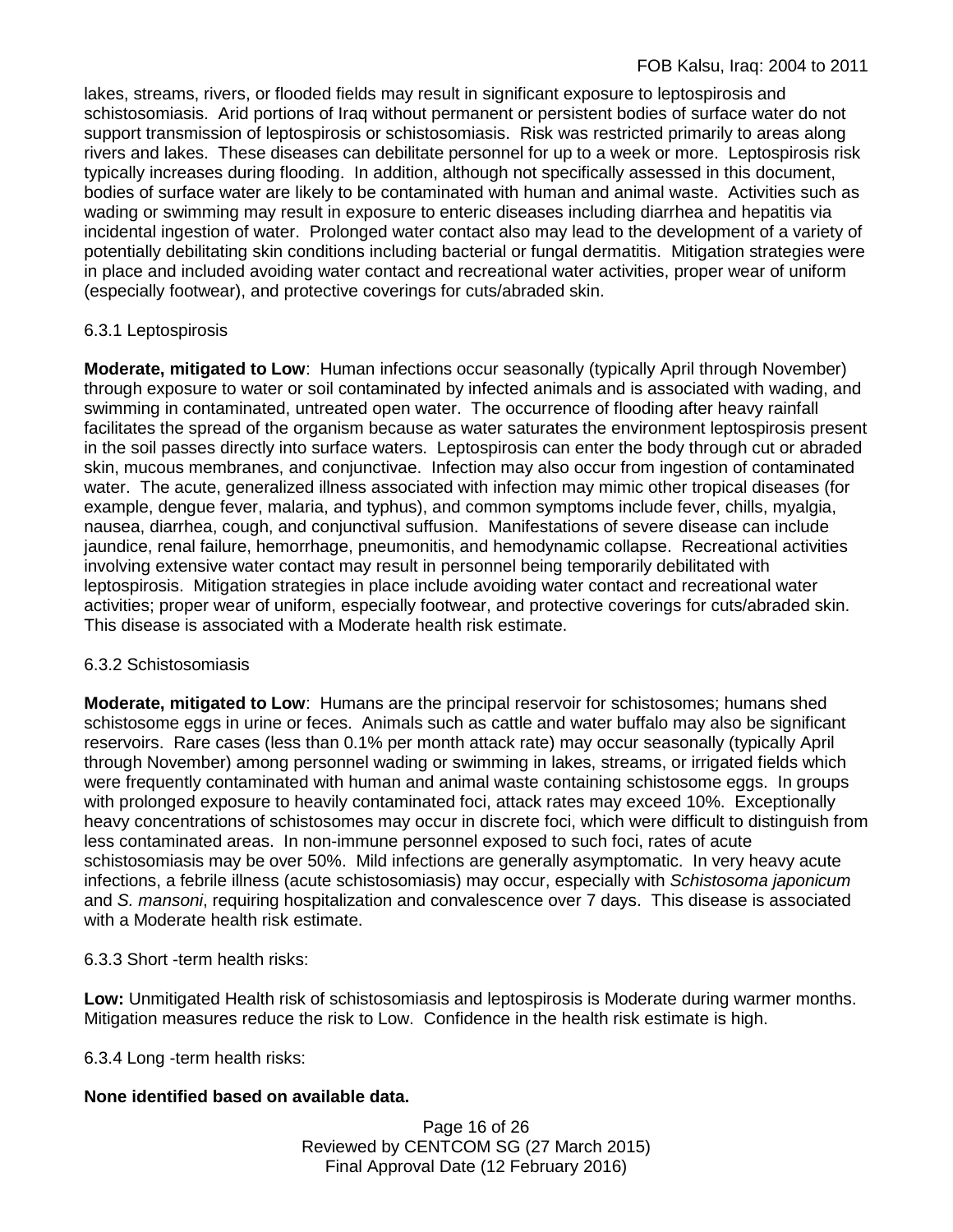lakes, streams, rivers, or flooded fields may result in significant exposure to leptospirosis and schistosomiasis. Arid portions of Iraq without permanent or persistent bodies of surface water do not support transmission of leptospirosis or schistosomiasis. Risk was restricted primarily to areas along rivers and lakes. These diseases can debilitate personnel for up to a week or more. Leptospirosis risk typically increases during flooding. In addition, although not specifically assessed in this document, bodies of surface water are likely to be contaminated with human and animal waste. Activities such as wading or swimming may result in exposure to enteric diseases including diarrhea and hepatitis via incidental ingestion of water. Prolonged water contact also may lead to the development of a variety of potentially debilitating skin conditions including bacterial or fungal dermatitis. Mitigation strategies were in place and included avoiding water contact and recreational water activities, proper wear of uniform (especially footwear), and protective coverings for cuts/abraded skin.

#### 6.3.1 Leptospirosis

**Moderate, mitigated to Low**: Human infections occur seasonally (typically April through November) through exposure to water or soil contaminated by infected animals and is associated with wading, and swimming in contaminated, untreated open water. The occurrence of flooding after heavy rainfall facilitates the spread of the organism because as water saturates the environment leptospirosis present in the soil passes directly into surface waters. Leptospirosis can enter the body through cut or abraded skin, mucous membranes, and conjunctivae. Infection may also occur from ingestion of contaminated water. The acute, generalized illness associated with infection may mimic other tropical diseases (for example, dengue fever, malaria, and typhus), and common symptoms include fever, chills, myalgia, nausea, diarrhea, cough, and conjunctival suffusion. Manifestations of severe disease can include jaundice, renal failure, hemorrhage, pneumonitis, and hemodynamic collapse. Recreational activities involving extensive water contact may result in personnel being temporarily debilitated with leptospirosis. Mitigation strategies in place include avoiding water contact and recreational water activities; proper wear of uniform, especially footwear, and protective coverings for cuts/abraded skin. This disease is associated with a Moderate health risk estimate.

#### 6.3.2 Schistosomiasis

**Moderate, mitigated to Low**: Humans are the principal reservoir for schistosomes; humans shed schistosome eggs in urine or feces. Animals such as cattle and water buffalo may also be significant reservoirs. Rare cases (less than 0.1% per month attack rate) may occur seasonally (typically April through November) among personnel wading or swimming in lakes, streams, or irrigated fields which were frequently contaminated with human and animal waste containing schistosome eggs. In groups with prolonged exposure to heavily contaminated foci, attack rates may exceed 10%. Exceptionally heavy concentrations of schistosomes may occur in discrete foci, which were difficult to distinguish from less contaminated areas. In non-immune personnel exposed to such foci, rates of acute schistosomiasis may be over 50%. Mild infections are generally asymptomatic. In very heavy acute infections, a febrile illness (acute schistosomiasis) may occur, especially with *Schistosoma japonicum* and *S. mansoni*, requiring hospitalization and convalescence over 7 days. This disease is associated with a Moderate health risk estimate.

#### 6.3.3 Short -term health risks:

**Low:** Unmitigated Health risk of schistosomiasis and leptospirosis is Moderate during warmer months. Mitigation measures reduce the risk to Low. Confidence in the health risk estimate is high.

#### 6.3.4 Long -term health risks:

**None identified based on available data.**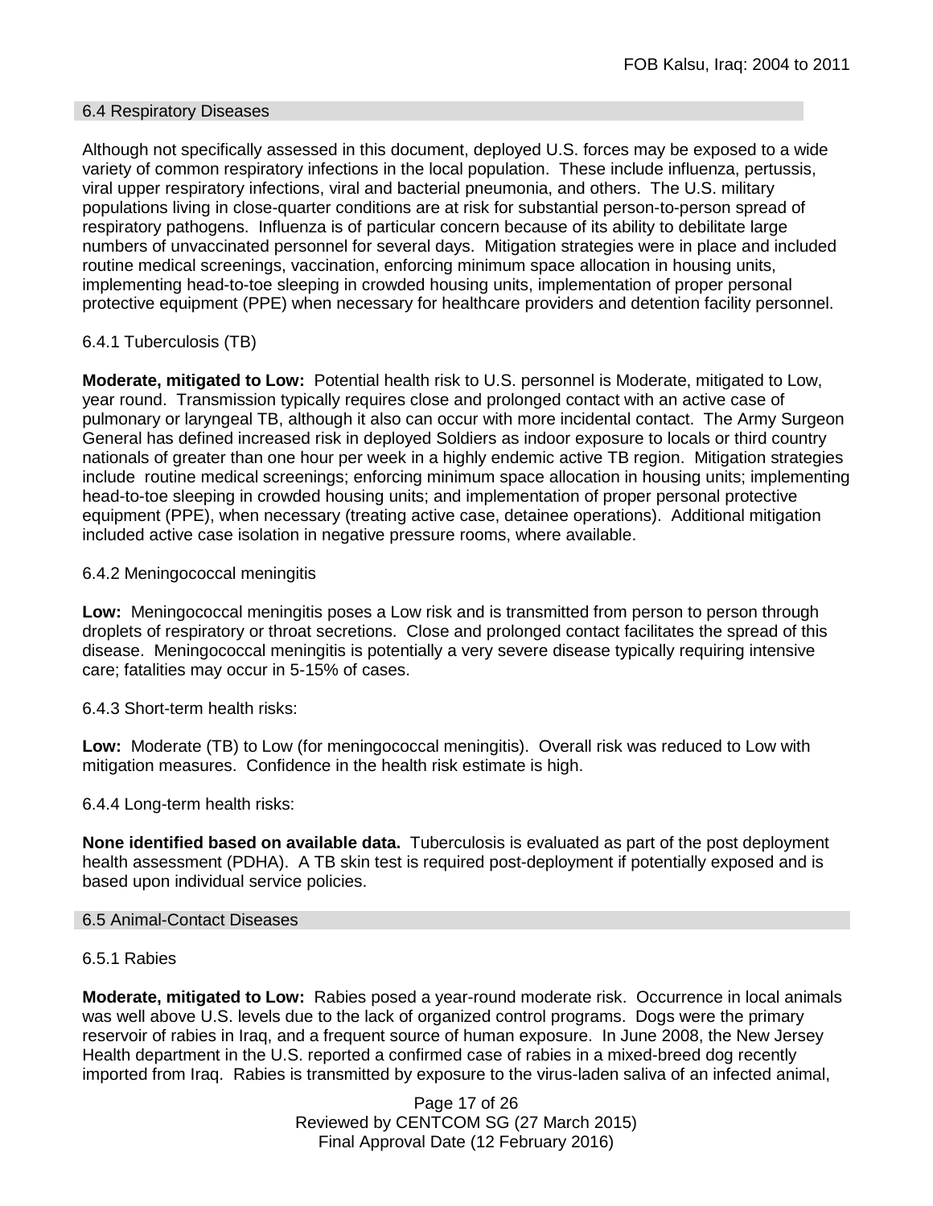## 6.4 Respiratory Diseases

Although not specifically assessed in this document, deployed U.S. forces may be exposed to a wide variety of common respiratory infections in the local population. These include influenza, pertussis, viral upper respiratory infections, viral and bacterial pneumonia, and others. The U.S. military populations living in close-quarter conditions are at risk for substantial person-to-person spread of respiratory pathogens. Influenza is of particular concern because of its ability to debilitate large numbers of unvaccinated personnel for several days. Mitigation strategies were in place and included routine medical screenings, vaccination, enforcing minimum space allocation in housing units, implementing head-to-toe sleeping in crowded housing units, implementation of proper personal protective equipment (PPE) when necessary for healthcare providers and detention facility personnel.

### 6.4.1 Tuberculosis (TB)

**Moderate, mitigated to Low:** Potential health risk to U.S. personnel is Moderate, mitigated to Low, year round. Transmission typically requires close and prolonged contact with an active case of pulmonary or laryngeal TB, although it also can occur with more incidental contact. The Army Surgeon General has defined increased risk in deployed Soldiers as indoor exposure to locals or third country nationals of greater than one hour per week in a highly endemic active TB region. Mitigation strategies include routine medical screenings; enforcing minimum space allocation in housing units; implementing head-to-toe sleeping in crowded housing units; and implementation of proper personal protective equipment (PPE), when necessary (treating active case, detainee operations). Additional mitigation included active case isolation in negative pressure rooms, where available.

### 6.4.2 Meningococcal meningitis

**Low:** Meningococcal meningitis poses a Low risk and is transmitted from person to person through droplets of respiratory or throat secretions. Close and prolonged contact facilitates the spread of this disease. Meningococcal meningitis is potentially a very severe disease typically requiring intensive care; fatalities may occur in 5-15% of cases.

### 6.4.3 Short-term health risks:

**Low:** Moderate (TB) to Low (for meningococcal meningitis). Overall risk was reduced to Low with mitigation measures. Confidence in the health risk estimate is high.

### 6.4.4 Long-term health risks:

**None identified based on available data.** Tuberculosis is evaluated as part of the post deployment health assessment (PDHA). A TB skin test is required post-deployment if potentially exposed and is based upon individual service policies.

## 6.5 Animal-Contact Diseases

### 6.5.1 Rabies

**Moderate, mitigated to Low:** Rabies posed a year-round moderate risk. Occurrence in local animals was well above U.S. levels due to the lack of organized control programs. Dogs were the primary reservoir of rabies in Iraq, and a frequent source of human exposure. In June 2008, the New Jersey Health department in the U.S. reported a confirmed case of rabies in a mixed-breed dog recently imported from Iraq. Rabies is transmitted by exposure to the virus-laden saliva of an infected animal,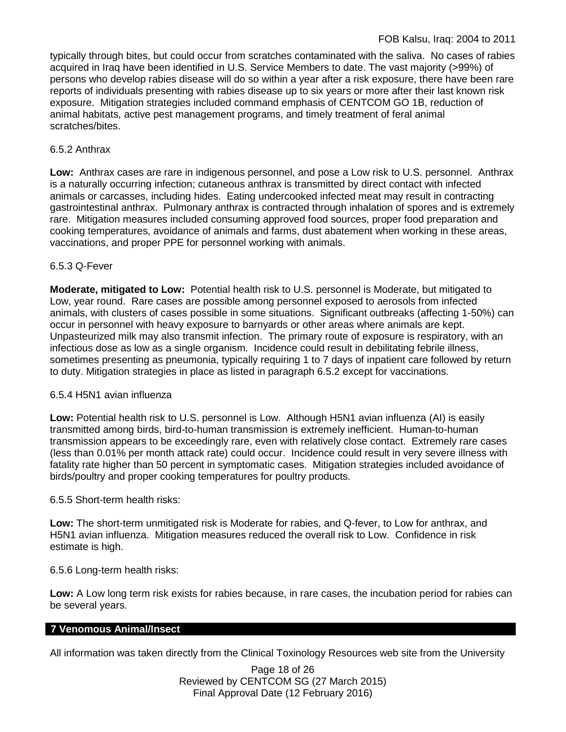typically through bites, but could occur from scratches contaminated with the saliva. No cases of rabies acquired in Iraq have been identified in U.S. Service Members to date. The vast majority (>99%) of persons who develop rabies disease will do so within a year after a risk exposure, there have been rare reports of individuals presenting with rabies disease up to six years or more after their last known risk exposure. Mitigation strategies included command emphasis of CENTCOM GO 1B, reduction of animal habitats, active pest management programs, and timely treatment of feral animal scratches/bites.

6.5.2 Anthrax

**Low:** Anthrax cases are rare in indigenous personnel, and pose a Low risk to U.S. personnel. Anthrax is a naturally occurring infection; cutaneous anthrax is transmitted by direct contact with infected animals or carcasses, including hides. Eating undercooked infected meat may result in contracting gastrointestinal anthrax. Pulmonary anthrax is contracted through inhalation of spores and is extremely rare. Mitigation measures included consuming approved food sources, proper food preparation and cooking temperatures, avoidance of animals and farms, dust abatement when working in these areas, vaccinations, and proper PPE for personnel working with animals.

6.5.3 Q-Fever

**Moderate, mitigated to Low:** Potential health risk to U.S. personnel is Moderate, but mitigated to Low, year round. Rare cases are possible among personnel exposed to aerosols from infected animals, with clusters of cases possible in some situations. Significant outbreaks (affecting 1-50%) can occur in personnel with heavy exposure to barnyards or other areas where animals are kept. Unpasteurized milk may also transmit infection. The primary route of exposure is respiratory, with an infectious dose as low as a single organism. Incidence could result in debilitating febrile illness, sometimes presenting as pneumonia, typically requiring 1 to 7 days of inpatient care followed by return to duty. Mitigation strategies in place as listed in paragraph 6.5.2 except for vaccinations.

6.5.4 H5N1 avian influenza

**Low:** Potential health risk to U.S. personnel is Low. Although H5N1 avian influenza (AI) is easily transmitted among birds, bird-to-human transmission is extremely inefficient. Human-to-human transmission appears to be exceedingly rare, even with relatively close contact. Extremely rare cases (less than 0.01% per month attack rate) could occur. Incidence could result in very severe illness with fatality rate higher than 50 percent in symptomatic cases. Mitigation strategies included avoidance of birds/poultry and proper cooking temperatures for poultry products.

6.5.5 Short-term health risks:

**Low:** The short-term unmitigated risk is Moderate for rabies, and Q-fever, to Low for anthrax, and H5N1 avian influenza. Mitigation measures reduced the overall risk to Low. Confidence in risk estimate is high.

6.5.6 Long-term health risks:

**Low:** A Low long term risk exists for rabies because, in rare cases, the incubation period for rabies can be several years.

## 7 Venomous Animal/Insect

All information was taken directly from the Clinical Toxinology Resources web site from the University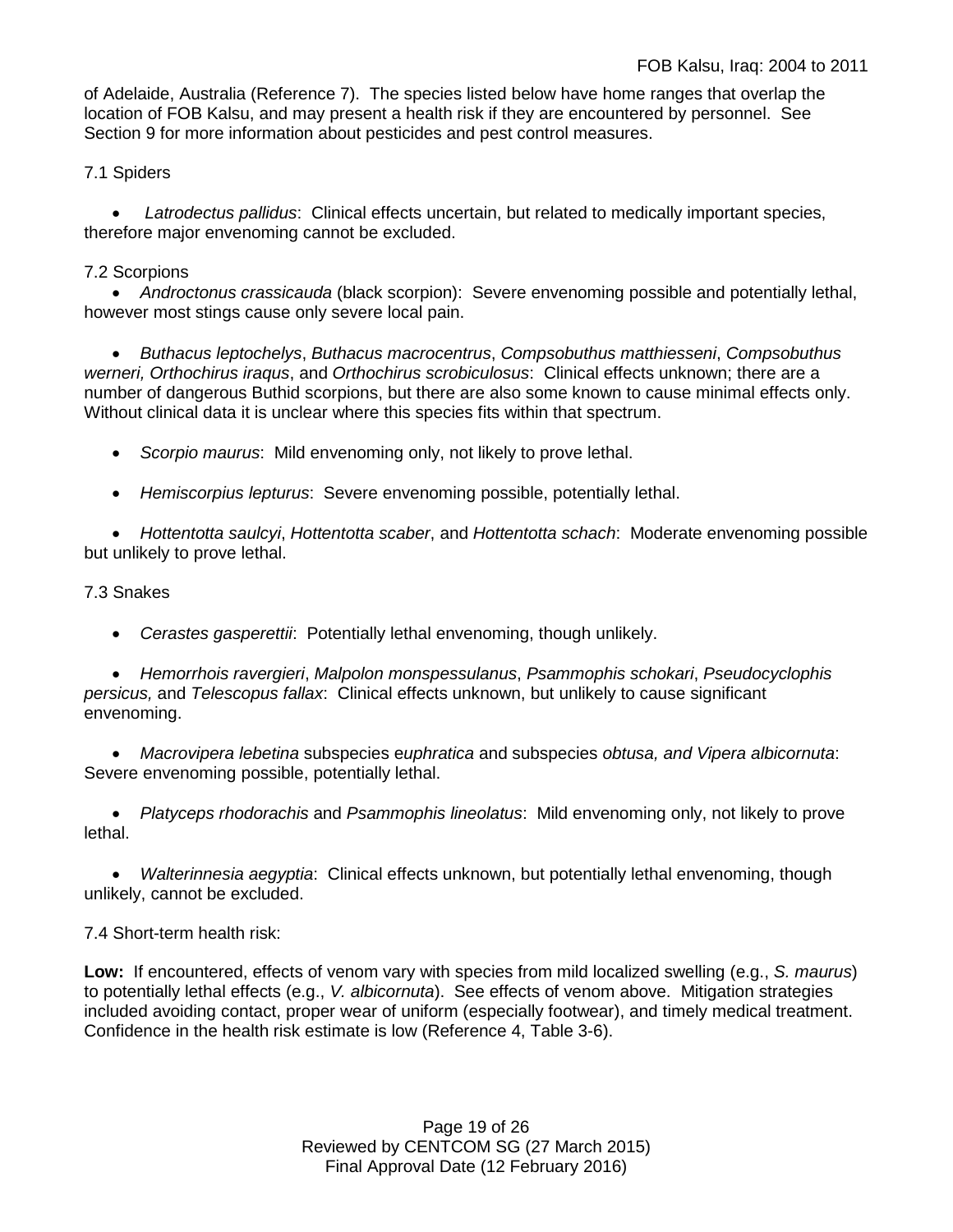of Adelaide, Australia (Reference 7). The species listed below have home ranges that overlap the location of FOB Kalsu, and may present a health risk if they are encountered by personnel. See Section 9 for more information about pesticides and pest control measures.

### 7.1 Spiders

- *Latrodectus pallidus*: Clinical effects uncertain, but related to medically important species, therefore major envenoming cannot be excluded.

### 7.2 Scorpions

- *Androctonus crassicauda* (black scorpion): Severe envenoming possible and potentially lethal, however most stings cause only severe local pain.

- *Buthacus leptochelys*, *Buthacus macrocentrus*, *Compsobuthus matthiesseni*, *Compsobuthus werneri, Orthochirus iraqus*, and *Orthochirus scrobiculosus*: Clinical effects unknown; there are a number of dangerous Buthid scorpions, but there are also some known to cause minimal effects only. Without clinical data it is unclear where this species fits within that spectrum.

- *Scorpio maurus*: Mild envenoming only, not likely to prove lethal.

- *Hemiscorpius lepturus*: Severe envenoming possible, potentially lethal.

- *Hottentotta saulcyi*, *Hottentotta scaber*, and *Hottentotta schach*: Moderate envenoming possible but unlikely to prove lethal.

### 7.3 Snakes

- *Cerastes gasperettii*: Potentially lethal envenoming, though unlikely.

- *Hemorrhois ravergieri*, *Malpolon monspessulanus*, *Psammophis schokari*, *Pseudocyclophis persicus,* and *Telescopus fallax*: Clinical effects unknown, but unlikely to cause significant envenoming.

- *Macrovipera lebetina* subspecies e*uphratica* and subspecies *obtusa, and Vipera albicornuta*: Severe envenoming possible, potentially lethal.

- *Platyceps rhodorachis* and *Psammophis lineolatus*: Mild envenoming only, not likely to prove lethal.

- *Walterinnesia aegyptia*: Clinical effects unknown, but potentially lethal envenoming, though unlikely, cannot be excluded.

### 7.4 Short-term health risk:

**Low:** If encountered, effects of venom vary with species from mild localized swelling (e.g., *S. maurus*) to potentially lethal effects (e.g., *V. albicornuta*). See effects of venom above. Mitigation strategies included avoiding contact, proper wear of uniform (especially footwear), and timely medical treatment. Confidence in the health risk estimate is low (Reference 4, Table 3-6).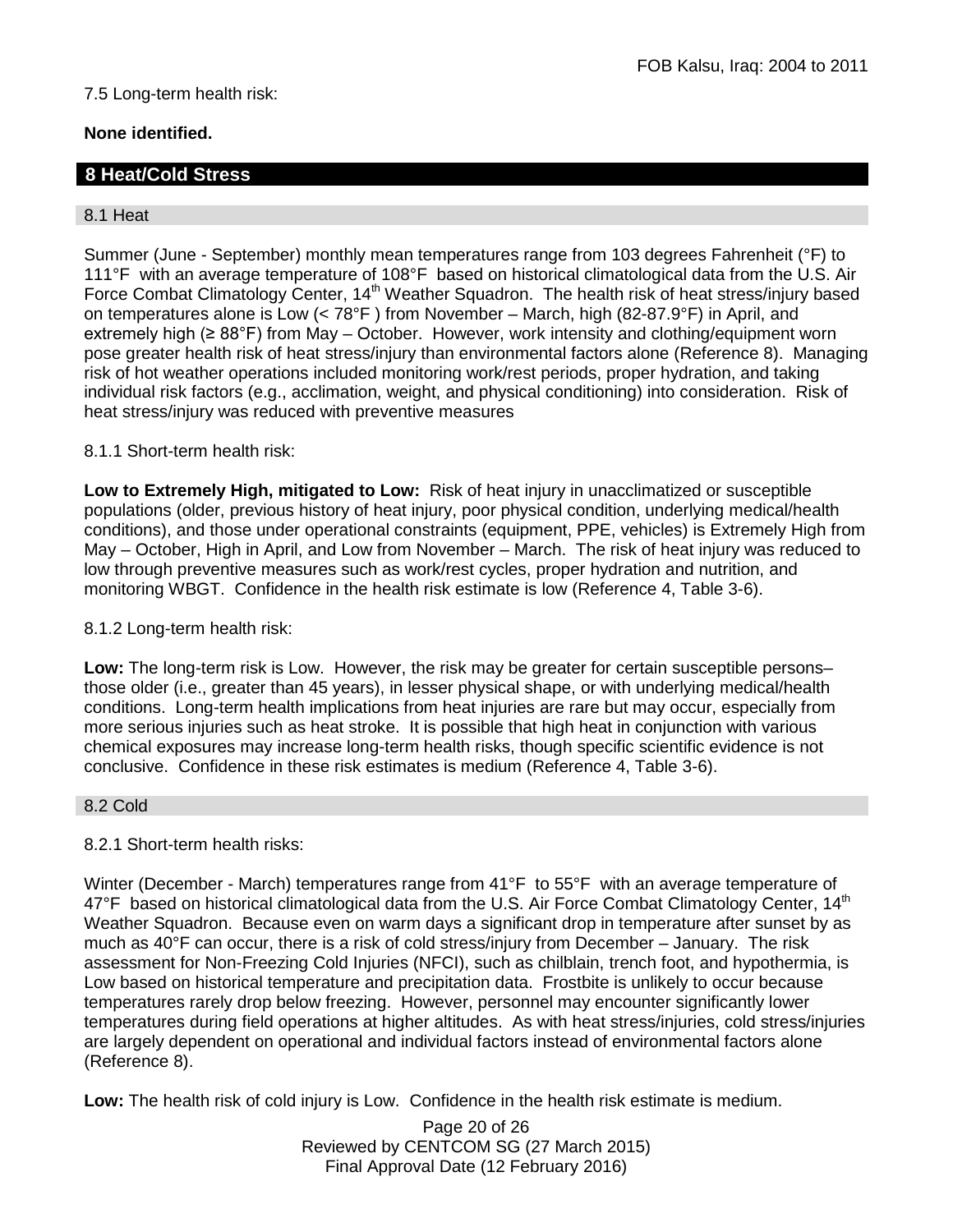7.5 Long-term health risk:

**None identified.**

## 8 Heat/Cold Stress

### 8.1 Heat

Summer (June - September) monthly mean temperatures range from 103 degrees Fahrenheit (°F) to 111°F with an average temperature of 108°F based on historical climatological data from the U.S. Air Force Combat Climatology Center, 14th Weather Squadron. The health risk of heat stress/injury based on temperatures alone is Low (< 78°F ) from November – March, high (82-87.9°F) in April, and extremely high (≥ 88°F) from May – October. However, work intensity and clothing/equipment worn pose greater health risk of heat stress/injury than environmental factors alone (Reference 8). Managing risk of hot weather operations included monitoring work/rest periods, proper hydration, and taking individual risk factors (e.g., acclimation, weight, and physical conditioning) into consideration. Risk of heat stress/injury was reduced with preventive measures

8.1.1 Short-term health risk:

**Low to Extremely High, mitigated to Low:** Risk of heat injury in unacclimatized or susceptible populations (older, previous history of heat injury, poor physical condition, underlying medical/health conditions), and those under operational constraints (equipment, PPE, vehicles) is Extremely High from May – October, High in April, and Low from November – March. The risk of heat injury was reduced to low through preventive measures such as work/rest cycles, proper hydration and nutrition, and monitoring WBGT. Confidence in the health risk estimate is low (Reference 4, Table 3-6).

8.1.2 Long-term health risk:

**Low:** The long-term risk is Low. However, the risk may be greater for certain susceptible persons– those older (i.e., greater than 45 years), in lesser physical shape, or with underlying medical/health conditions. Long-term health implications from heat injuries are rare but may occur, especially from more serious injuries such as heat stroke. It is possible that high heat in conjunction with various chemical exposures may increase long-term health risks, though specific scientific evidence is not conclusive. Confidence in these risk estimates is medium (Reference 4, Table 3-6).

### 8.2 Cold

8.2.1 Short-term health risks:

Winter (December - March) temperatures range from 41°F to 55°F with an average temperature of 47°F based on historical climatological data from the U.S. Air Force Combat Climatology Center, 14th Weather Squadron. Because even on warm days a significant drop in temperature after sunset by as much as 40°F can occur, there is a risk of cold stress/injury from December – January. The risk assessment for Non-Freezing Cold Injuries (NFCI), such as chilblain, trench foot, and hypothermia, is Low based on historical temperature and precipitation data. Frostbite is unlikely to occur because temperatures rarely drop below freezing. However, personnel may encounter significantly lower temperatures during field operations at higher altitudes. As with heat stress/injuries, cold stress/injuries are largely dependent on operational and individual factors instead of environmental factors alone (Reference 8).

**Low:** The health risk of cold injury is Low. Confidence in the health risk estimate is medium.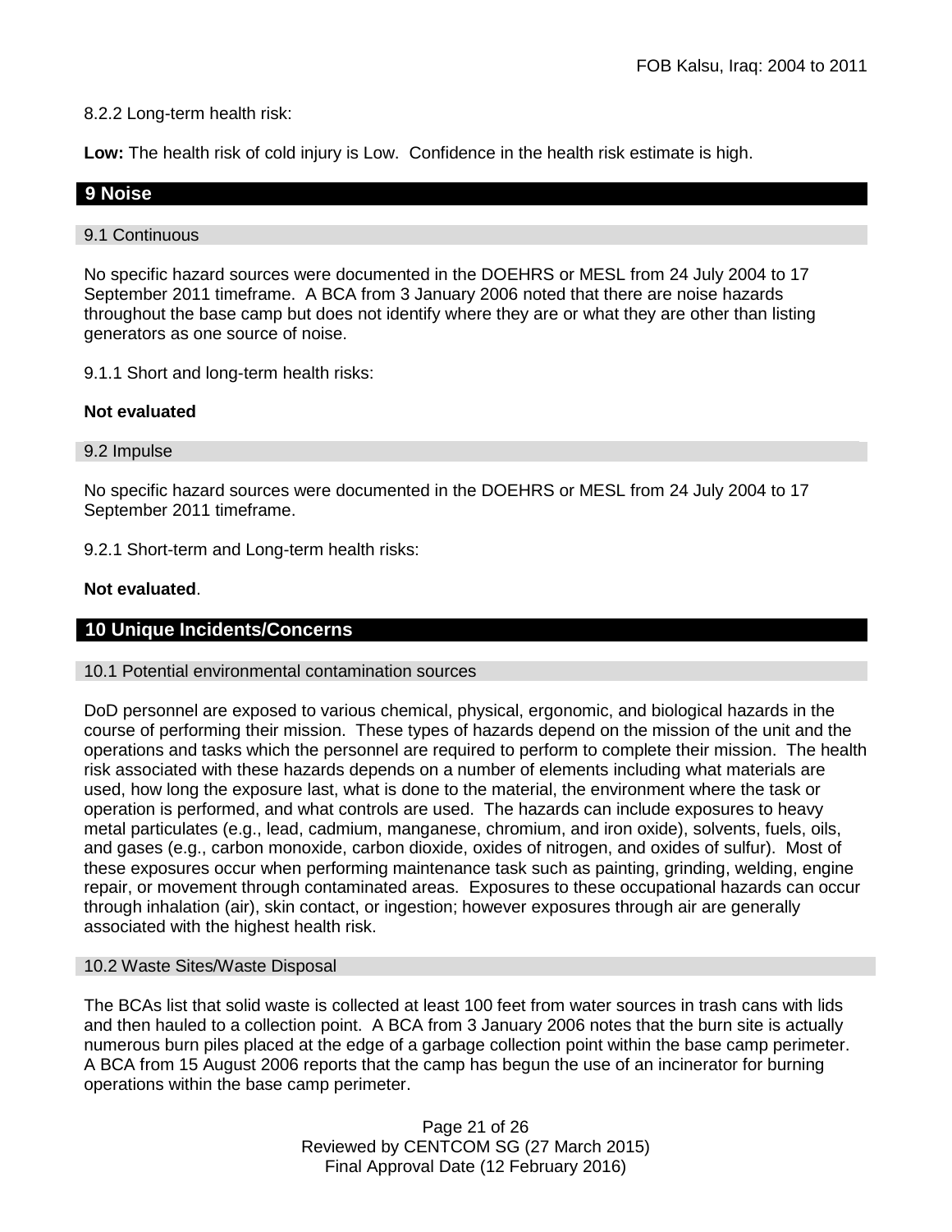8.2.2 Long-term health risk:

**Low:** The health risk of cold injury is Low. Confidence in the health risk estimate is high.

## 9 Noise

### 9.1 Continuous

No specific hazard sources were documented in the DOEHRS or MESL from 24 July 2004 to 17 September 2011 timeframe. A BCA from 3 January 2006 noted that there are noise hazards throughout the base camp but does not identify where they are or what they are other than listing generators as one source of noise.

9.1.1 Short and long-term health risks:

**Not evaluated**

### 9.2 Impulse

No specific hazard sources were documented in the DOEHRS or MESL from 24 July 2004 to 17 September 2011 timeframe.

9.2.1 Short-term and Long-term health risks:

**Not evaluated**.

## 10 Unique Incidents/Concerns

### 10.1 Potential environmental contamination sources

DoD personnel are exposed to various chemical, physical, ergonomic, and biological hazards in the course of performing their mission. These types of hazards depend on the mission of the unit and the operations and tasks which the personnel are required to perform to complete their mission. The health risk associated with these hazards depends on a number of elements including what materials are used, how long the exposure last, what is done to the material, the environment where the task or operation is performed, and what controls are used. The hazards can include exposures to heavy metal particulates (e.g., lead, cadmium, manganese, chromium, and iron oxide), solvents, fuels, oils, and gases (e.g., carbon monoxide, carbon dioxide, oxides of nitrogen, and oxides of sulfur). Most of these exposures occur when performing maintenance task such as painting, grinding, welding, engine repair, or movement through contaminated areas. Exposures to these occupational hazards can occur through inhalation (air), skin contact, or ingestion; however exposures through air are generally associated with the highest health risk.

### 10.2 Waste Sites/Waste Disposal

The BCAs list that solid waste is collected at least 100 feet from water sources in trash cans with lids and then hauled to a collection point. A BCA from 3 January 2006 notes that the burn site is actually numerous burn piles placed at the edge of a garbage collection point within the base camp perimeter. A BCA from 15 August 2006 reports that the camp has begun the use of an incinerator for burning operations within the base camp perimeter.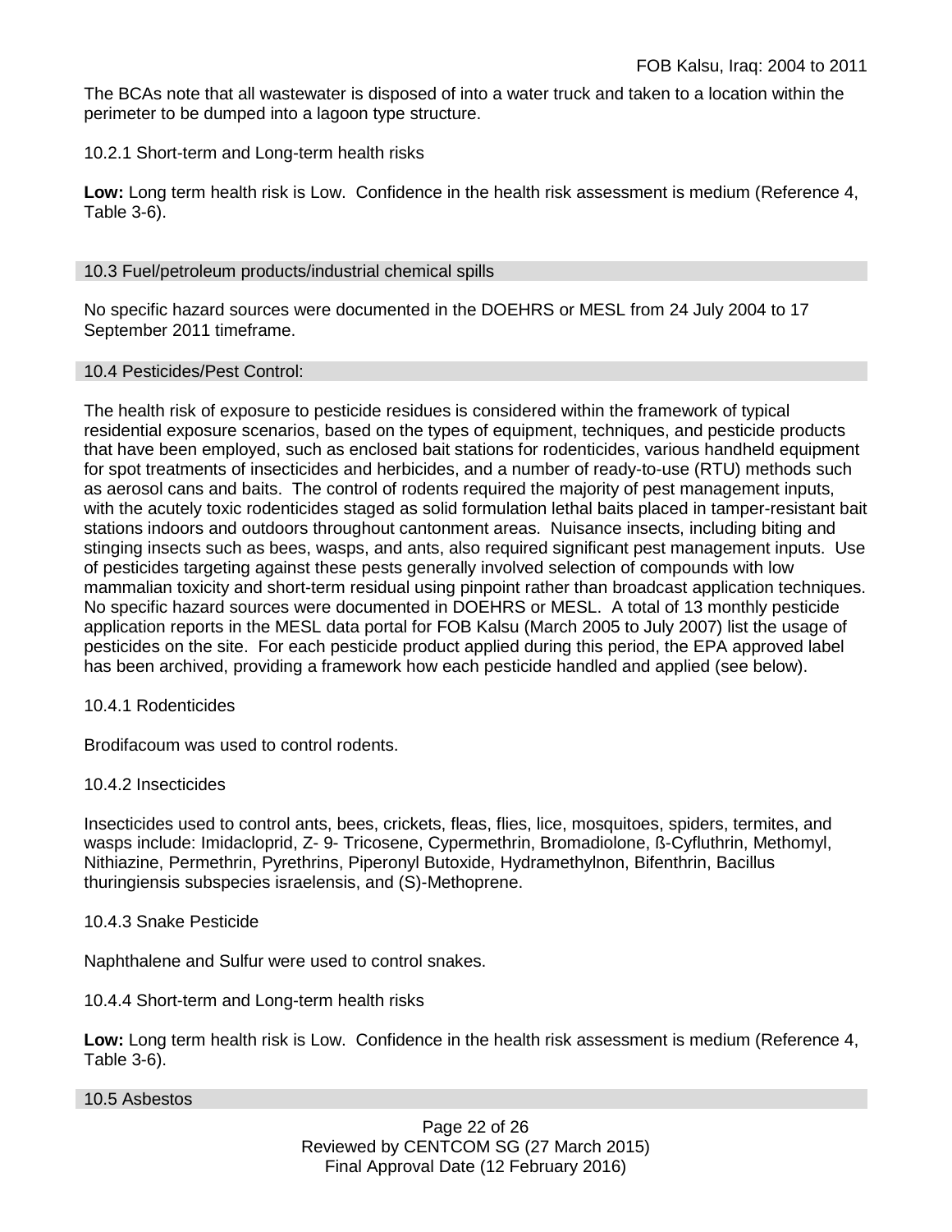The BCAs note that all wastewater is disposed of into a water truck and taken to a location within the perimeter to be dumped into a lagoon type structure.

10.2.1 Short-term and Long-term health risks

**Low:** Long term health risk is Low. Confidence in the health risk assessment is medium (Reference 4, Table 3-6).

## 10.3 Fuel/petroleum products/industrial chemical spills

No specific hazard sources were documented in the DOEHRS or MESL from 24 July 2004 to 17 September 2011 timeframe.

## 10.4 Pesticides/Pest Control:

The health risk of exposure to pesticide residues is considered within the framework of typical residential exposure scenarios, based on the types of equipment, techniques, and pesticide products that have been employed, such as enclosed bait stations for rodenticides, various handheld equipment for spot treatments of insecticides and herbicides, and a number of ready-to-use (RTU) methods such as aerosol cans and baits. The control of rodents required the majority of pest management inputs, with the acutely toxic rodenticides staged as solid formulation lethal baits placed in tamper-resistant bait stations indoors and outdoors throughout cantonment areas. Nuisance insects, including biting and stinging insects such as bees, wasps, and ants, also required significant pest management inputs. Use of pesticides targeting against these pests generally involved selection of compounds with low mammalian toxicity and short-term residual using pinpoint rather than broadcast application techniques. No specific hazard sources were documented in DOEHRS or MESL. A total of 13 monthly pesticide application reports in the MESL data portal for FOB Kalsu (March 2005 to July 2007) list the usage of pesticides on the site. For each pesticide product applied during this period, the EPA approved label has been archived, providing a framework how each pesticide handled and applied (see below).

10.4.1 Rodenticides

Brodifacoum was used to control rodents.

10.4.2 Insecticides

Insecticides used to control ants, bees, crickets, fleas, flies, lice, mosquitoes, spiders, termites, and wasps include: Imidacloprid, Z- 9- Tricosene, Cypermethrin, Bromadiolone, ß-Cyfluthrin, Methomyl, Nithiazine, Permethrin, Pyrethrins, Piperonyl Butoxide, Hydramethylnon, Bifenthrin, Bacillus thuringiensis subspecies israelensis, and (S)-Methoprene.

10.4.3 Snake Pesticide

Naphthalene and Sulfur were used to control snakes.

10.4.4 Short-term and Long-term health risks

**Low:** Long term health risk is Low. Confidence in the health risk assessment is medium (Reference 4, Table 3-6).

## 10.5 Asbestos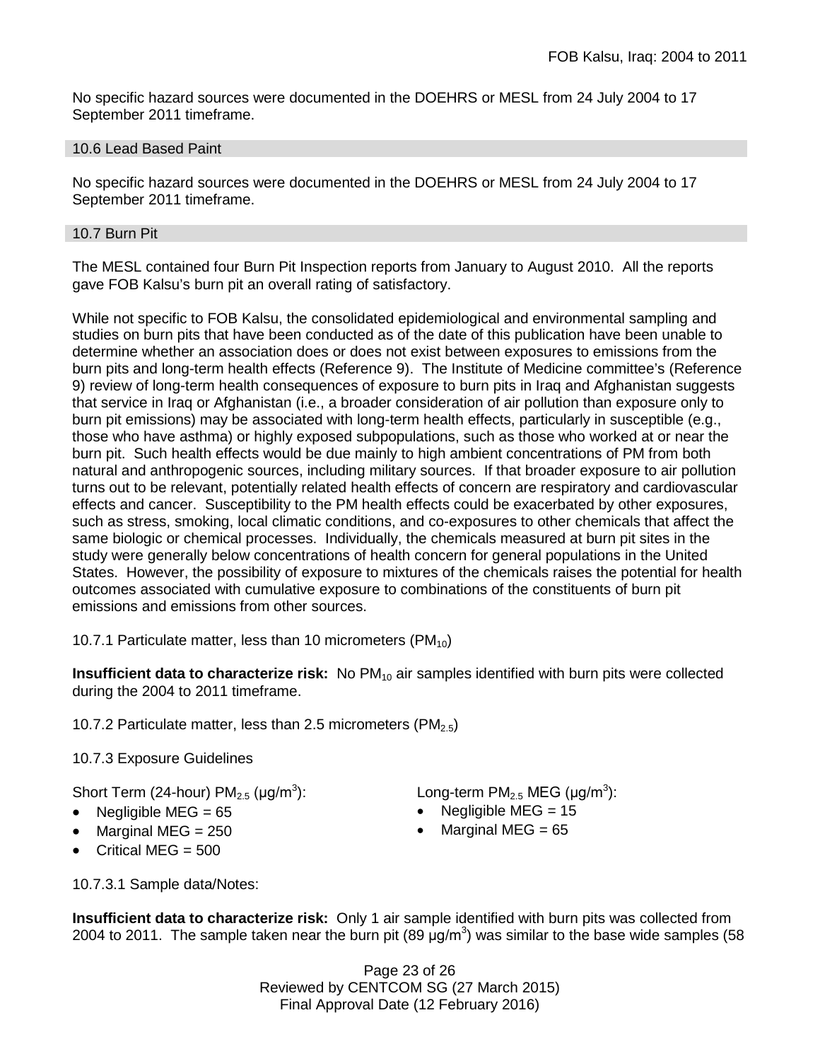No specific hazard sources were documented in the DOEHRS or MESL from 24 July 2004 to 17 September 2011 timeframe.

### 10.6 Lead Based Paint

No specific hazard sources were documented in the DOEHRS or MESL from 24 July 2004 to 17 September 2011 timeframe.

### 10.7 Burn Pit

The MESL contained four Burn Pit Inspection reports from January to August 2010. All the reports gave FOB Kalsu's burn pit an overall rating of satisfactory.

While not specific to FOB Kalsu, the consolidated epidemiological and environmental sampling and studies on burn pits that have been conducted as of the date of this publication have been unable to determine whether an association does or does not exist between exposures to emissions from the burn pits and long-term health effects (Reference 9). The Institute of Medicine committee's (Reference 9) review of long-term health consequences of exposure to burn pits in Iraq and Afghanistan suggests that service in Iraq or Afghanistan (i.e., a broader consideration of air pollution than exposure only to burn pit emissions) may be associated with long-term health effects, particularly in susceptible (e.g., those who have asthma) or highly exposed subpopulations, such as those who worked at or near the burn pit. Such health effects would be due mainly to high ambient concentrations of PM from both natural and anthropogenic sources, including military sources. If that broader exposure to air pollution turns out to be relevant, potentially related health effects of concern are respiratory and cardiovascular effects and cancer. Susceptibility to the PM health effects could be exacerbated by other exposures, such as stress, smoking, local climatic conditions, and co-exposures to other chemicals that affect the same biologic or chemical processes. Individually, the chemicals measured at burn pit sites in the study were generally below concentrations of health concern for general populations in the United States. However, the possibility of exposure to mixtures of the chemicals raises the potential for health outcomes associated with cumulative exposure to combinations of the constituents of burn pit emissions and emissions from other sources.

10.7.1 Particulate matter, less than 10 micrometers ($PM_{10}$)

**Insufficient data to characterize risk:** No $PM_{10}$ air samples identified with burn pits were collected during the 2004 to 2011 timeframe.

10.7.2 Particulate matter, less than 2.5 micrometers ($PM_{2.5}$)

10.7.3 Exposure Guidelines

Short Term (24-hour) $PM_{2.5}$ (µg/m$^3$):

- Negligible MEG = 65
- Marginal MEG = 250
- Critical MEG = 500

Long-term $PM_{2.5}$ MEG (µg/m$^3$):

- Negligible MEG = 15
- Marginal MEG = 65

10.7.3.1 Sample data/Notes:

**Insufficient data to characterize risk:** Only 1 air sample identified with burn pits was collected from 2004 to 2011. The sample taken near the burn pit (89 µg/m$^3$) was similar to the base wide samples (58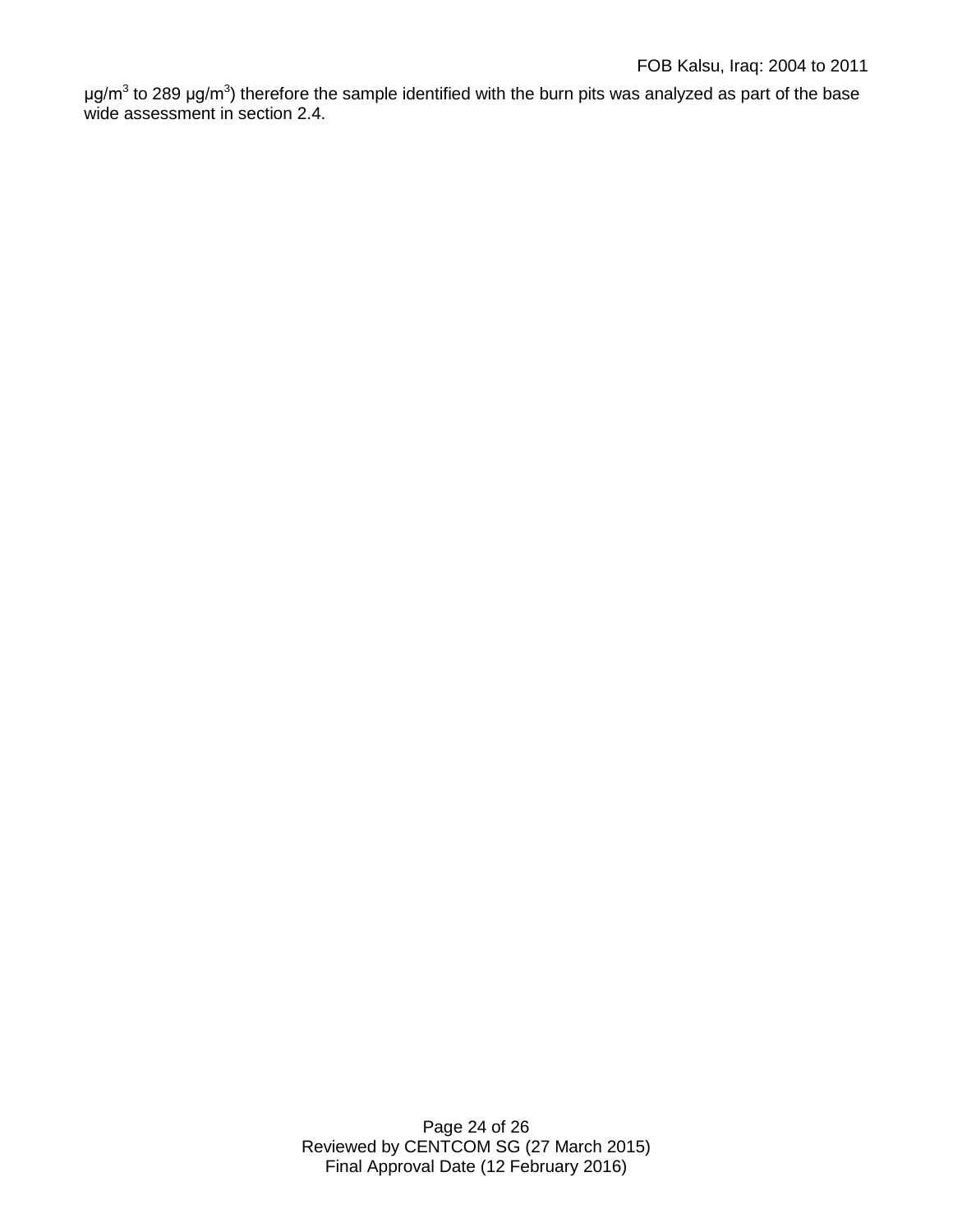μg/$m^3$ to 289 μg/$m^3$) therefore the sample identified with the burn pits was analyzed as part of the base wide assessment in section 2.4.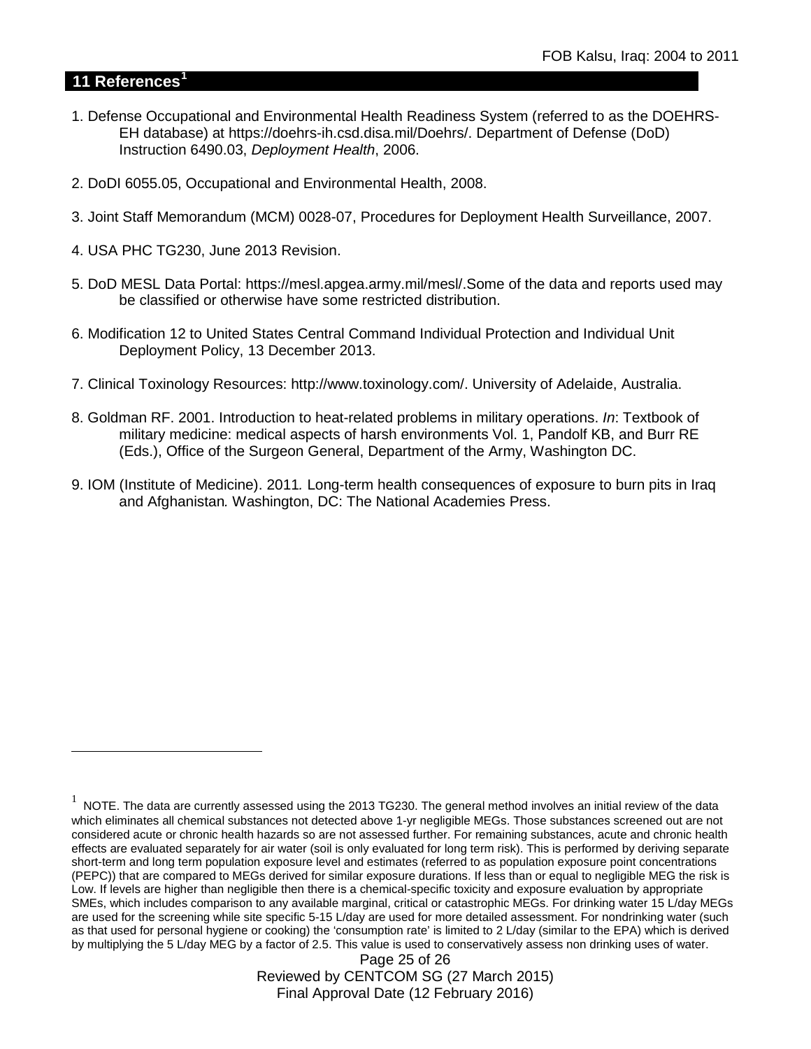## 11 References[1]

1. Defense Occupational and Environmental Health Readiness System (referred to as the DOEHRS-EH database) at https://doehrs-ih.csd.disa.mil/Doehrs/. Department of Defense (DoD) Instruction 6490.03, *Deployment Health*, 2006.

2. DoDI 6055.05, Occupational and Environmental Health, 2008.

3. Joint Staff Memorandum (MCM) 0028-07, Procedures for Deployment Health Surveillance, 2007.

4. USA PHC TG230, June 2013 Revision.

5. DoD MESL Data Portal: https://mesl.apgea.army.mil/mesl/.Some of the data and reports used may be classified or otherwise have some restricted distribution.

6. Modification 12 to United States Central Command Individual Protection and Individual Unit Deployment Policy, 13 December 2013.

7. Clinical Toxinology Resources: http://www.toxinology.com/. University of Adelaide, Australia.

8. Goldman RF. 2001. Introduction to heat-related problems in military operations. *In*: Textbook of military medicine: medical aspects of harsh environments Vol. 1, Pandolf KB, and Burr RE (Eds.), Office of the Surgeon General, Department of the Army, Washington DC.

9. IOM (Institute of Medicine). 2011*.* Long-term health consequences of exposure to burn pits in Iraq and Afghanistan*.* Washington, DC: The National Academies Press.

---

[1] NOTE. The data are currently assessed using the 2013 TG230. The general method involves an initial review of the data which eliminates all chemical substances not detected above 1-yr negligible MEGs. Those substances screened out are not considered acute or chronic health hazards so are not assessed further. For remaining substances, acute and chronic health effects are evaluated separately for air water (soil is only evaluated for long term risk). This is performed by deriving separate short-term and long term population exposure level and estimates (referred to as population exposure point concentrations (PEPC)) that are compared to MEGs derived for similar exposure durations. If less than or equal to negligible MEG the risk is Low. If levels are higher than negligible then there is a chemical-specific toxicity and exposure evaluation by appropriate SMEs, which includes comparison to any available marginal, critical or catastrophic MEGs. For drinking water 15 L/day MEGs are used for the screening while site specific 5-15 L/day are used for more detailed assessment. For nondrinking water (such as that used for personal hygiene or cooking) the 'consumption rate' is limited to 2 L/day (similar to the EPA) which is derived by multiplying the 5 L/day MEG by a factor of 2.5. This value is used to conservatively assess non drinking uses of water.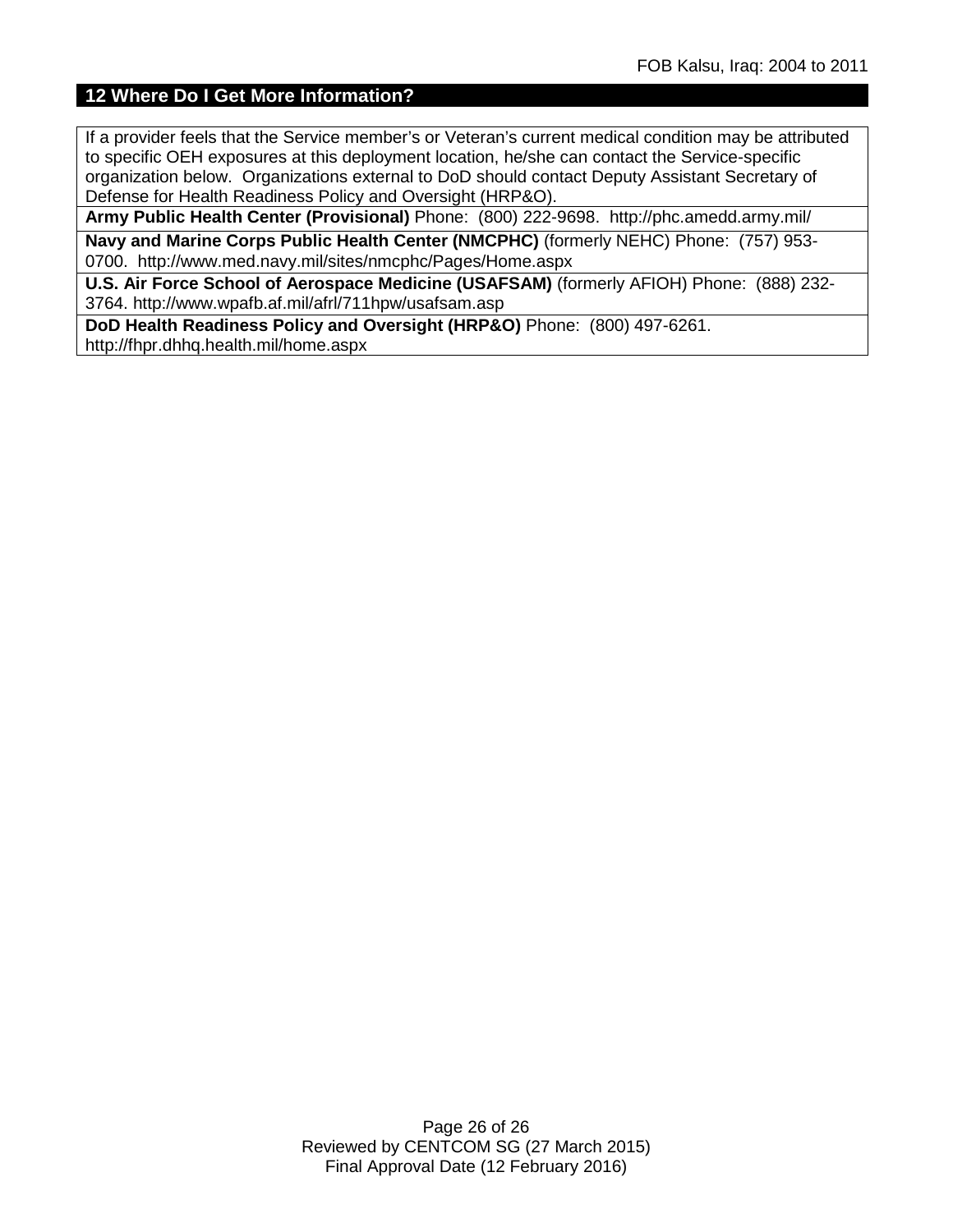## 12 Where Do I Get More Information?

| |
|---|
| If a provider feels that the Service member's or Veteran's current medical condition may be attributed to specific OEH exposures at this deployment location, he/she can contact the Service-specific organization below. Organizations external to DoD should contact Deputy Assistant Secretary of Defense for Health Readiness Policy and Oversight (HRP&O). |
| **Army Public Health Center (Provisional)** Phone: (800) 222-9698. http://phc.amedd.army.mil/ |
| **Navy and Marine Corps Public Health Center (NMCPHC)** (formerly NEHC) Phone: (757) 953-0700. http://www.med.navy.mil/sites/nmcphc/Pages/Home.aspx |
| **U.S. Air Force School of Aerospace Medicine (USAFSAM)** (formerly AFIOH) Phone: (888) 232-3764. http://www.wpafb.af.mil/afrl/711hpw/usafsam.asp |
| **DoD Health Readiness Policy and Oversight (HRP&O)** Phone: (800) 497-6261. http://fhpr.dhhq.health.mil/home.aspx |

Reviewed by CENTCOM SG (27 March 2015)
Final Approval Date (12 February 2016)